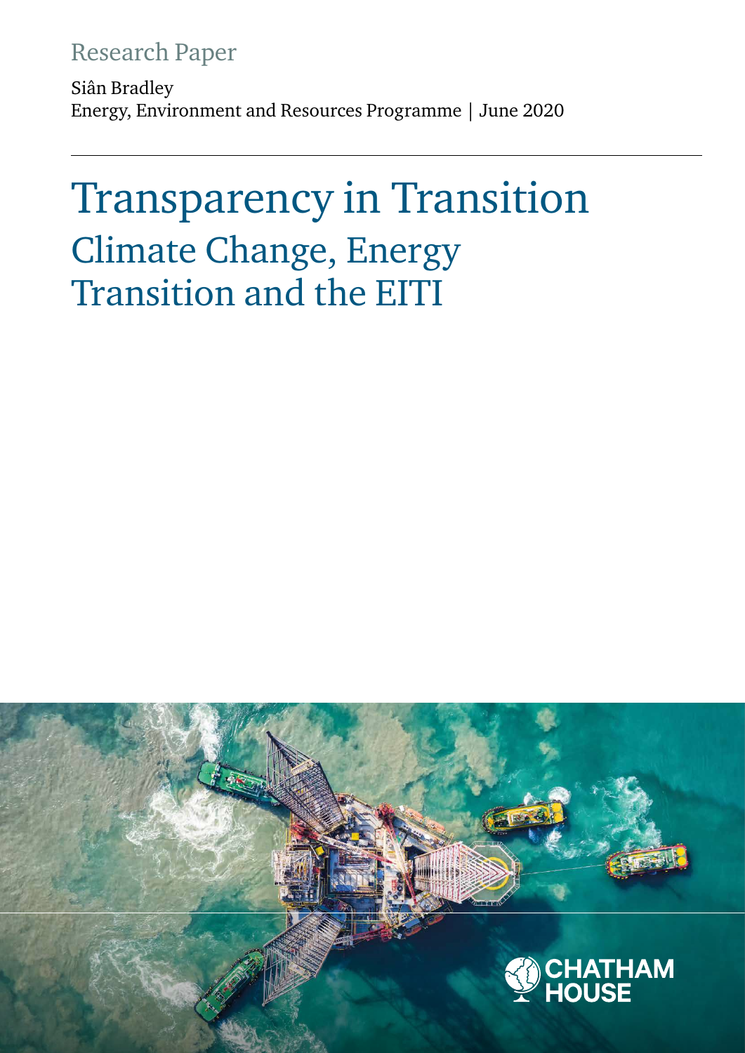Research Paper

Siân Bradley
Energy, Environment and Resources Programme | June 2020

# Transparency in Transition
## Climate Change, Energy Transition and the EITI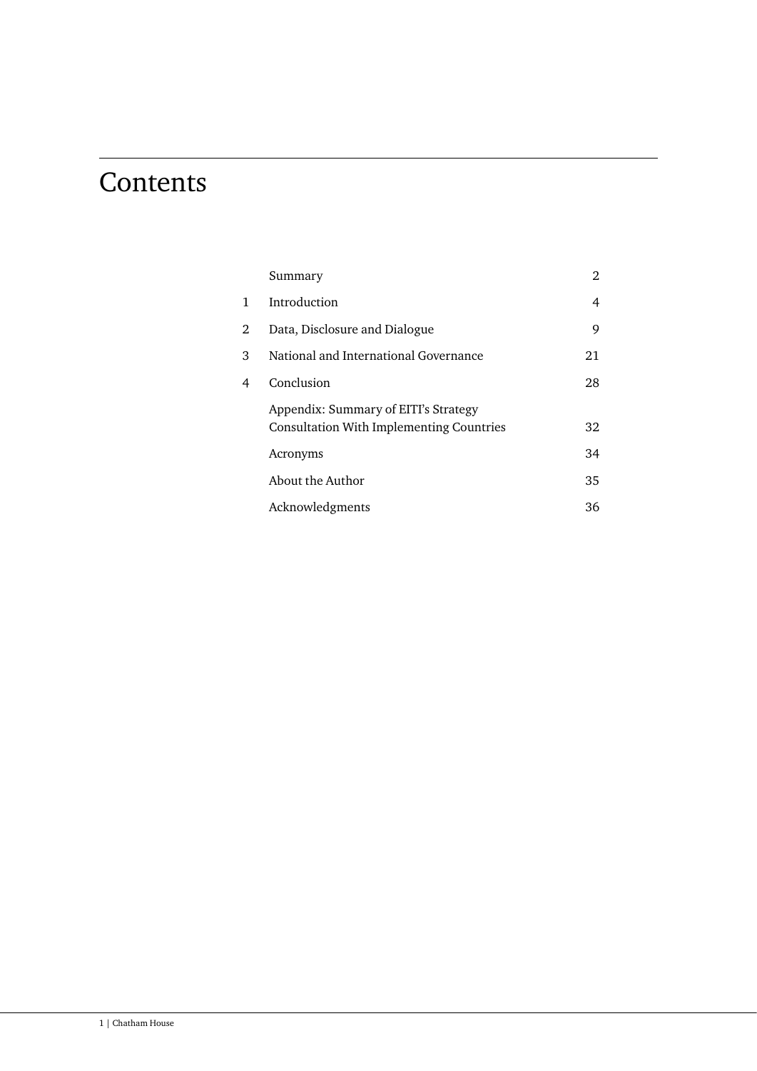# Contents

| | | |
|---|---|---|
| | Summary | 2 |
| 1 | Introduction | 4 |
| 2 | Data, Disclosure and Dialogue | 9 |
| 3 | National and International Governance | 21 |
| 4 | Conclusion | 28 |
| | Appendix: Summary of EITI's Strategy Consultation With Implementing Countries | 32 |
| | Acronyms | 34 |
| | About the Author | 35 |
| | Acknowledgments | 36 |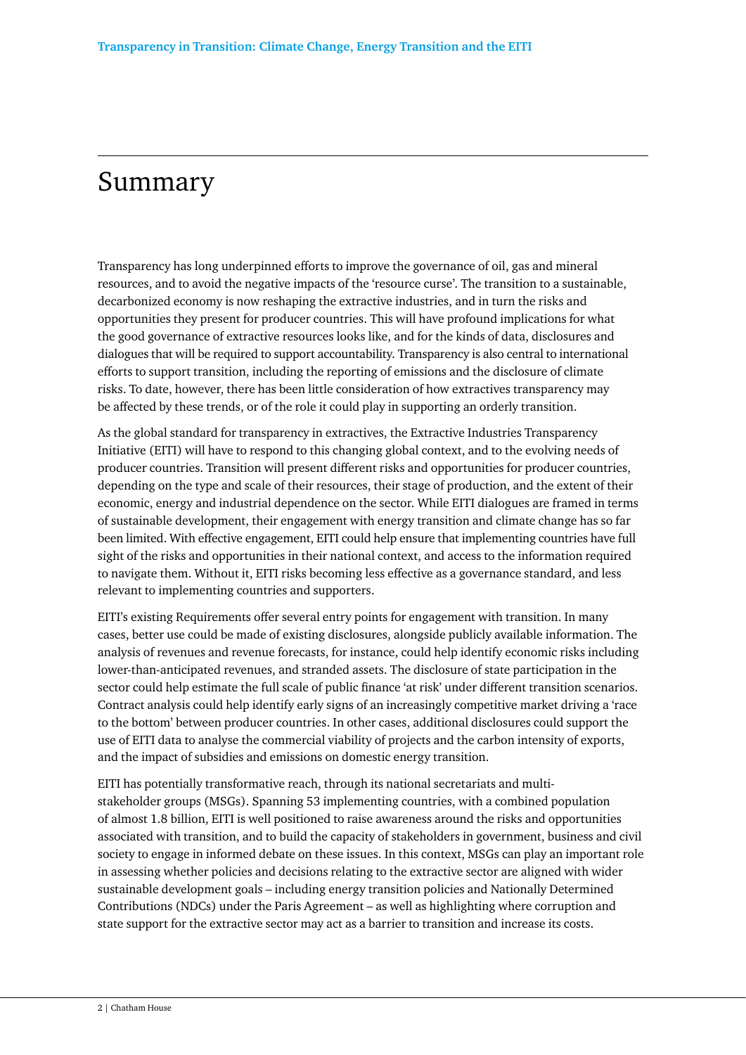# Summary

Transparency has long underpinned efforts to improve the governance of oil, gas and mineral resources, and to avoid the negative impacts of the 'resource curse'. The transition to a sustainable, decarbonized economy is now reshaping the extractive industries, and in turn the risks and opportunities they present for producer countries. This will have profound implications for what the good governance of extractive resources looks like, and for the kinds of data, disclosures and dialogues that will be required to support accountability. Transparency is also central to international efforts to support transition, including the reporting of emissions and the disclosure of climate risks. To date, however, there has been little consideration of how extractives transparency may be affected by these trends, or of the role it could play in supporting an orderly transition.

As the global standard for transparency in extractives, the Extractive Industries Transparency Initiative (EITI) will have to respond to this changing global context, and to the evolving needs of producer countries. Transition will present different risks and opportunities for producer countries, depending on the type and scale of their resources, their stage of production, and the extent of their economic, energy and industrial dependence on the sector. While EITI dialogues are framed in terms of sustainable development, their engagement with energy transition and climate change has so far been limited. With effective engagement, EITI could help ensure that implementing countries have full sight of the risks and opportunities in their national context, and access to the information required to navigate them. Without it, EITI risks becoming less effective as a governance standard, and less relevant to implementing countries and supporters.

EITI's existing Requirements offer several entry points for engagement with transition. In many cases, better use could be made of existing disclosures, alongside publicly available information. The analysis of revenues and revenue forecasts, for instance, could help identify economic risks including lower-than-anticipated revenues, and stranded assets. The disclosure of state participation in the sector could help estimate the full scale of public finance 'at risk' under different transition scenarios. Contract analysis could help identify early signs of an increasingly competitive market driving a 'race to the bottom' between producer countries. In other cases, additional disclosures could support the use of EITI data to analyse the commercial viability of projects and the carbon intensity of exports, and the impact of subsidies and emissions on domestic energy transition.

EITI has potentially transformative reach, through its national secretariats and multi-stakeholder groups (MSGs). Spanning 53 implementing countries, with a combined population of almost 1.8 billion, EITI is well positioned to raise awareness around the risks and opportunities associated with transition, and to build the capacity of stakeholders in government, business and civil society to engage in informed debate on these issues. In this context, MSGs can play an important role in assessing whether policies and decisions relating to the extractive sector are aligned with wider sustainable development goals – including energy transition policies and Nationally Determined Contributions (NDCs) under the Paris Agreement – as well as highlighting where corruption and state support for the extractive sector may act as a barrier to transition and increase its costs.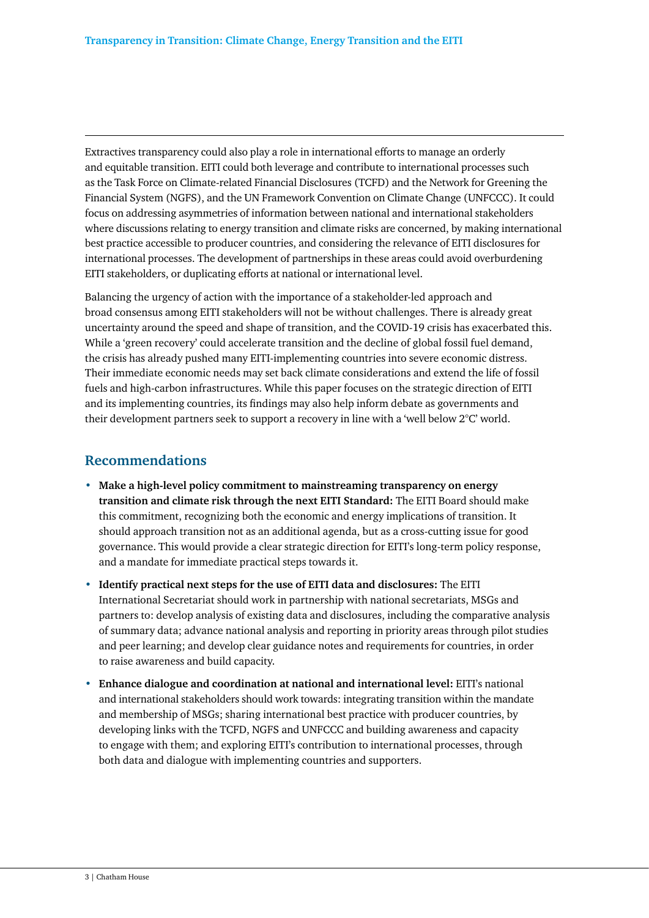Extractives transparency could also play a role in international efforts to manage an orderly and equitable transition. EITI could both leverage and contribute to international processes such as the Task Force on Climate-related Financial Disclosures (TCFD) and the Network for Greening the Financial System (NGFS), and the UN Framework Convention on Climate Change (UNFCCC). It could focus on addressing asymmetries of information between national and international stakeholders where discussions relating to energy transition and climate risks are concerned, by making international best practice accessible to producer countries, and considering the relevance of EITI disclosures for international processes. The development of partnerships in these areas could avoid overburdening EITI stakeholders, or duplicating efforts at national or international level.

Balancing the urgency of action with the importance of a stakeholder-led approach and broad consensus among EITI stakeholders will not be without challenges. There is already great uncertainty around the speed and shape of transition, and the COVID-19 crisis has exacerbated this. While a 'green recovery' could accelerate transition and the decline of global fossil fuel demand, the crisis has already pushed many EITI-implementing countries into severe economic distress. Their immediate economic needs may set back climate considerations and extend the life of fossil fuels and high-carbon infrastructures. While this paper focuses on the strategic direction of EITI and its implementing countries, its findings may also help inform debate as governments and their development partners seek to support a recovery in line with a 'well below 2°C' world.

## Recommendations

- **Make a high-level policy commitment to mainstreaming transparency on energy transition and climate risk through the next EITI Standard:** The EITI Board should make this commitment, recognizing both the economic and energy implications of transition. It should approach transition not as an additional agenda, but as a cross-cutting issue for good governance. This would provide a clear strategic direction for EITI's long-term policy response, and a mandate for immediate practical steps towards it.
- **Identify practical next steps for the use of EITI data and disclosures:** The EITI International Secretariat should work in partnership with national secretariats, MSGs and partners to: develop analysis of existing data and disclosures, including the comparative analysis of summary data; advance national analysis and reporting in priority areas through pilot studies and peer learning; and develop clear guidance notes and requirements for countries, in order to raise awareness and build capacity.
- **Enhance dialogue and coordination at national and international level:** EITI's national and international stakeholders should work towards: integrating transition within the mandate and membership of MSGs; sharing international best practice with producer countries, by developing links with the TCFD, NGFS and UNFCCC and building awareness and capacity to engage with them; and exploring EITI's contribution to international processes, through both data and dialogue with implementing countries and supporters.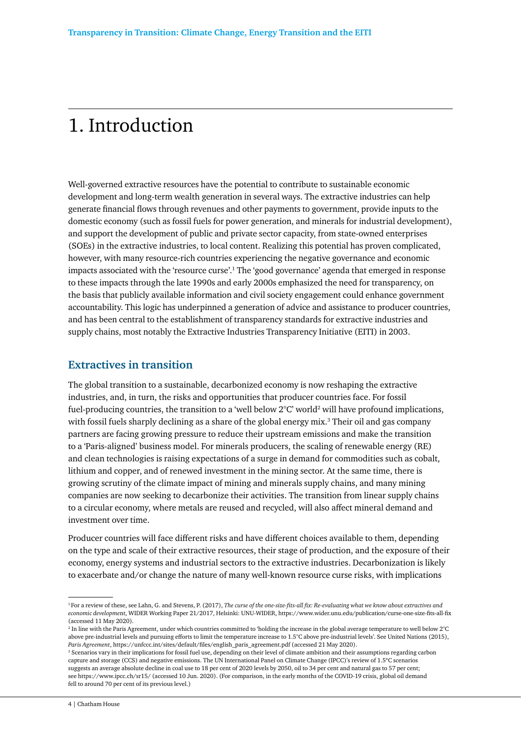# 1. Introduction

Well-governed extractive resources have the potential to contribute to sustainable economic development and long-term wealth generation in several ways. The extractive industries can help generate financial flows through revenues and other payments to government, provide inputs to the domestic economy (such as fossil fuels for power generation, and minerals for industrial development), and support the development of public and private sector capacity, from state-owned enterprises (SOEs) in the extractive industries, to local content. Realizing this potential has proven complicated, however, with many resource-rich countries experiencing the negative governance and economic impacts associated with the 'resource curse'.[1] The 'good governance' agenda that emerged in response to these impacts through the late 1990s and early 2000s emphasized the need for transparency, on the basis that publicly available information and civil society engagement could enhance government accountability. This logic has underpinned a generation of advice and assistance to producer countries, and has been central to the establishment of transparency standards for extractive industries and supply chains, most notably the Extractive Industries Transparency Initiative (EITI) in 2003.

## Extractives in transition

The global transition to a sustainable, decarbonized economy is now reshaping the extractive industries, and, in turn, the risks and opportunities that producer countries face. For fossil fuel-producing countries, the transition to a 'well below 2°C' world[2] will have profound implications, with fossil fuels sharply declining as a share of the global energy mix.[3] Their oil and gas company partners are facing growing pressure to reduce their upstream emissions and make the transition to a 'Paris-aligned' business model. For minerals producers, the scaling of renewable energy (RE) and clean technologies is raising expectations of a surge in demand for commodities such as cobalt, lithium and copper, and of renewed investment in the mining sector. At the same time, there is growing scrutiny of the climate impact of mining and minerals supply chains, and many mining companies are now seeking to decarbonize their activities. The transition from linear supply chains to a circular economy, where metals are reused and recycled, will also affect mineral demand and investment over time.

Producer countries will face different risks and have different choices available to them, depending on the type and scale of their extractive resources, their stage of production, and the exposure of their economy, energy systems and industrial sectors to the extractive industries. Decarbonization is likely to exacerbate and/or change the nature of many well-known resource curse risks, with implications

---

[1] For a review of these, see Lahn, G. and Stevens, P. (2017), *The curse of the one-size-fits-all fix: Re-evaluating what we know about extractives and economic development*, WIDER Working Paper 21/2017, Helsinki: UNU-WIDER, https://www.wider.unu.edu/publication/curse-one-size-fits-all-fix (accessed 11 May 2020).

[2] In line with the Paris Agreement, under which countries committed to 'holding the increase in the global average temperature to well below 2°C above pre-industrial levels and pursuing efforts to limit the temperature increase to 1.5°C above pre-industrial levels'. See United Nations (2015), *Paris Agreement*, https://unfccc.int/sites/default/files/english_paris_agreement.pdf (accessed 21 May 2020).

[3] Scenarios vary in their implications for fossil fuel use, depending on their level of climate ambition and their assumptions regarding carbon capture and storage (CCS) and negative emissions. The UN International Panel on Climate Change (IPCC)'s review of 1.5°C scenarios suggests an average absolute decline in coal use to 18 per cent of 2020 levels by 2050, oil to 34 per cent and natural gas to 57 per cent; see https://www.ipcc.ch/sr15/ (accessed 10 Jun. 2020). (For comparison, in the early months of the COVID-19 crisis, global oil demand fell to around 70 per cent of its previous level.)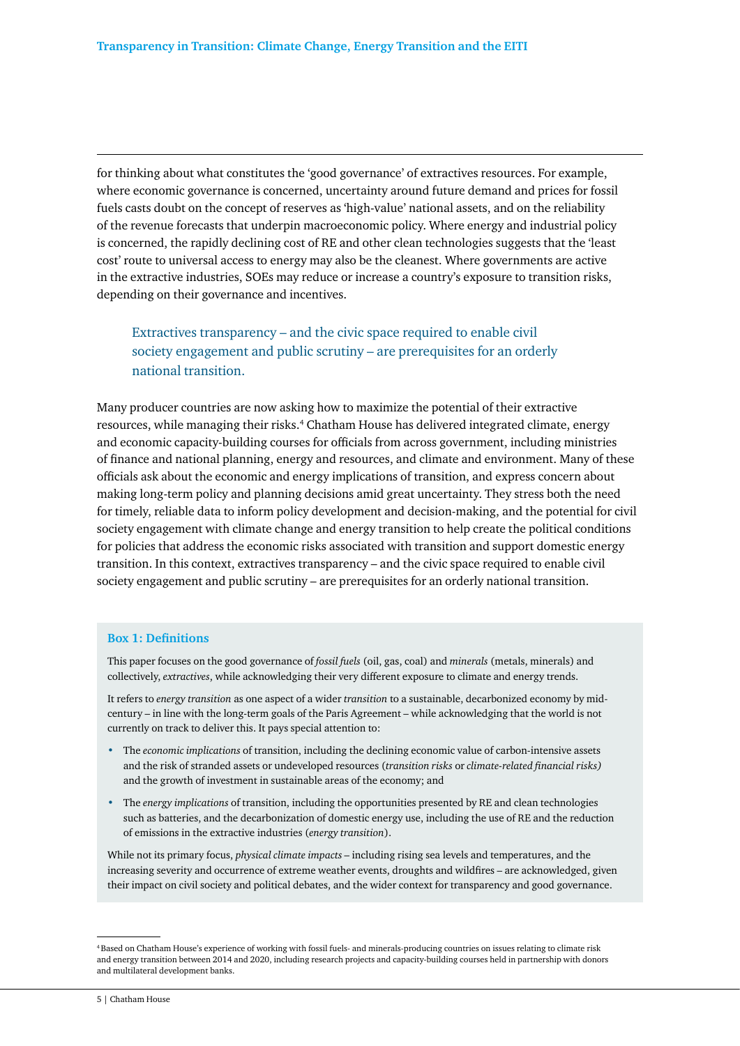for thinking about what constitutes the 'good governance' of extractives resources. For example, where economic governance is concerned, uncertainty around future demand and prices for fossil fuels casts doubt on the concept of reserves as 'high-value' national assets, and on the reliability of the revenue forecasts that underpin macroeconomic policy. Where energy and industrial policy is concerned, the rapidly declining cost of RE and other clean technologies suggests that the 'least cost' route to universal access to energy may also be the cleanest. Where governments are active in the extractive industries, SOEs may reduce or increase a country's exposure to transition risks, depending on their governance and incentives.

> Extractives transparency – and the civic space required to enable civil society engagement and public scrutiny – are prerequisites for an orderly national transition.

Many producer countries are now asking how to maximize the potential of their extractive resources, while managing their risks.[4] Chatham House has delivered integrated climate, energy and economic capacity-building courses for officials from across government, including ministries of finance and national planning, energy and resources, and climate and environment. Many of these officials ask about the economic and energy implications of transition, and express concern about making long-term policy and planning decisions amid great uncertainty. They stress both the need for timely, reliable data to inform policy development and decision-making, and the potential for civil society engagement with climate change and energy transition to help create the political conditions for policies that address the economic risks associated with transition and support domestic energy transition. In this context, extractives transparency – and the civic space required to enable civil society engagement and public scrutiny – are prerequisites for an orderly national transition.

**Box 1: Definitions**

This paper focuses on the good governance of *fossil fuels* (oil, gas, coal) and *minerals* (metals, minerals) and collectively, *extractives*, while acknowledging their very different exposure to climate and energy trends.

It refers to *energy transition* as one aspect of a wider *transition* to a sustainable, decarbonized economy by mid-century – in line with the long-term goals of the Paris Agreement – while acknowledging that the world is not currently on track to deliver this. It pays special attention to:

- The *economic implications* of transition, including the declining economic value of carbon-intensive assets and the risk of stranded assets or undeveloped resources (*transition risks* or *climate-related financial risks)* and the growth of investment in sustainable areas of the economy; and
- The *energy implications* of transition, including the opportunities presented by RE and clean technologies such as batteries, and the decarbonization of domestic energy use, including the use of RE and the reduction of emissions in the extractive industries (*energy transition*).

While not its primary focus, *physical climate impacts* – including rising sea levels and temperatures, and the increasing severity and occurrence of extreme weather events, droughts and wildfires – are acknowledged, given their impact on civil society and political debates, and the wider context for transparency and good governance.

---

[4] Based on Chatham House's experience of working with fossil fuels- and minerals-producing countries on issues relating to climate risk and energy transition between 2014 and 2020, including research projects and capacity-building courses held in partnership with donors and multilateral development banks.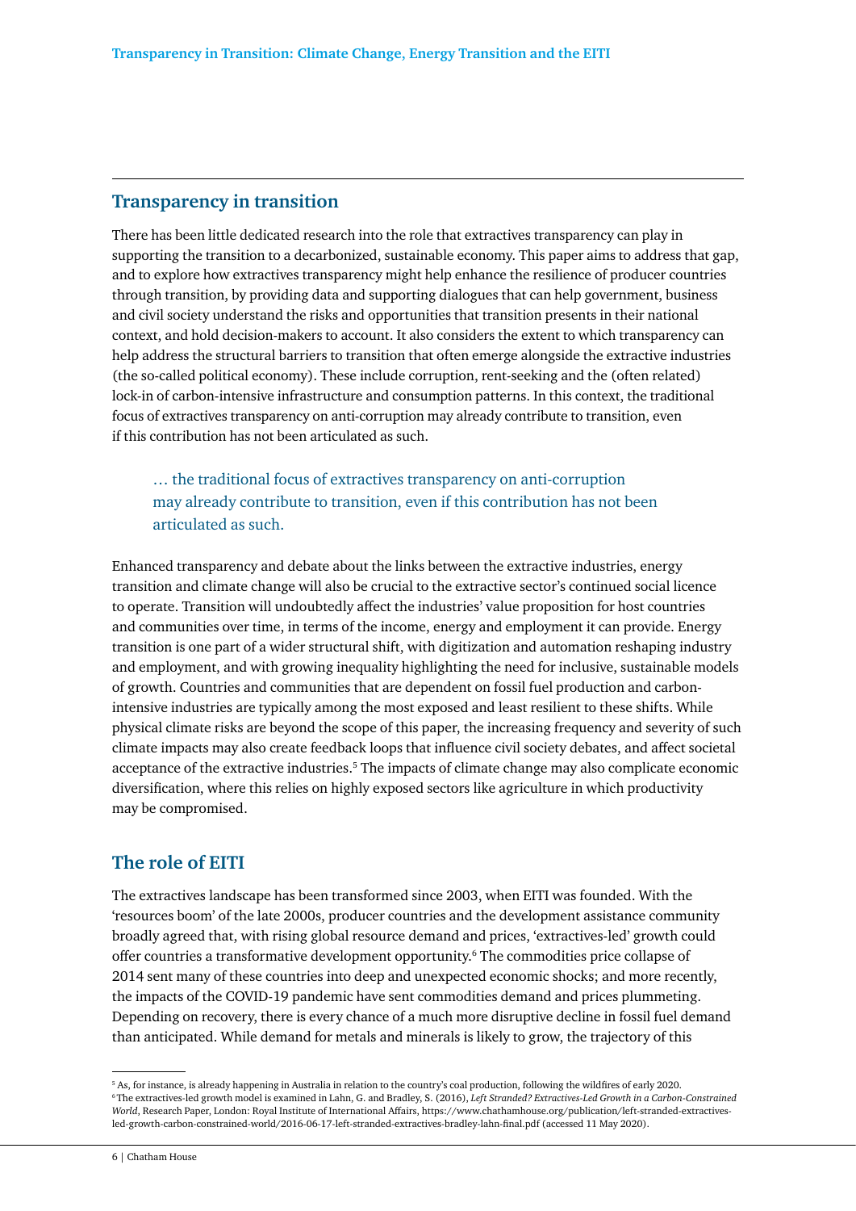## Transparency in transition

There has been little dedicated research into the role that extractives transparency can play in supporting the transition to a decarbonized, sustainable economy. This paper aims to address that gap, and to explore how extractives transparency might help enhance the resilience of producer countries through transition, by providing data and supporting dialogues that can help government, business and civil society understand the risks and opportunities that transition presents in their national context, and hold decision-makers to account. It also considers the extent to which transparency can help address the structural barriers to transition that often emerge alongside the extractive industries (the so-called political economy). These include corruption, rent-seeking and the (often related) lock-in of carbon-intensive infrastructure and consumption patterns. In this context, the traditional focus of extractives transparency on anti-corruption may already contribute to transition, even if this contribution has not been articulated as such.

> … the traditional focus of extractives transparency on anti-corruption may already contribute to transition, even if this contribution has not been articulated as such.

Enhanced transparency and debate about the links between the extractive industries, energy transition and climate change will also be crucial to the extractive sector's continued social licence to operate. Transition will undoubtedly affect the industries' value proposition for host countries and communities over time, in terms of the income, energy and employment it can provide. Energy transition is one part of a wider structural shift, with digitization and automation reshaping industry and employment, and with growing inequality highlighting the need for inclusive, sustainable models of growth. Countries and communities that are dependent on fossil fuel production and carbon-intensive industries are typically among the most exposed and least resilient to these shifts. While physical climate risks are beyond the scope of this paper, the increasing frequency and severity of such climate impacts may also create feedback loops that influence civil society debates, and affect societal acceptance of the extractive industries.[5] The impacts of climate change may also complicate economic diversification, where this relies on highly exposed sectors like agriculture in which productivity may be compromised.

## The role of EITI

The extractives landscape has been transformed since 2003, when EITI was founded. With the 'resources boom' of the late 2000s, producer countries and the development assistance community broadly agreed that, with rising global resource demand and prices, 'extractives-led' growth could offer countries a transformative development opportunity.[6] The commodities price collapse of 2014 sent many of these countries into deep and unexpected economic shocks; and more recently, the impacts of the COVID-19 pandemic have sent commodities demand and prices plummeting. Depending on recovery, there is every chance of a much more disruptive decline in fossil fuel demand than anticipated. While demand for metals and minerals is likely to grow, the trajectory of this

---

[5] As, for instance, is already happening in Australia in relation to the country's coal production, following the wildfires of early 2020.

[6] The extractives-led growth model is examined in Lahn, G. and Bradley, S. (2016), *Left Stranded? Extractives-Led Growth in a Carbon-Constrained World*, Research Paper, London: Royal Institute of International Affairs, https://www.chathamhouse.org/publication/left-stranded-extractives-led-growth-carbon-constrained-world/2016-06-17-left-stranded-extractives-bradley-lahn-final.pdf (accessed 11 May 2020).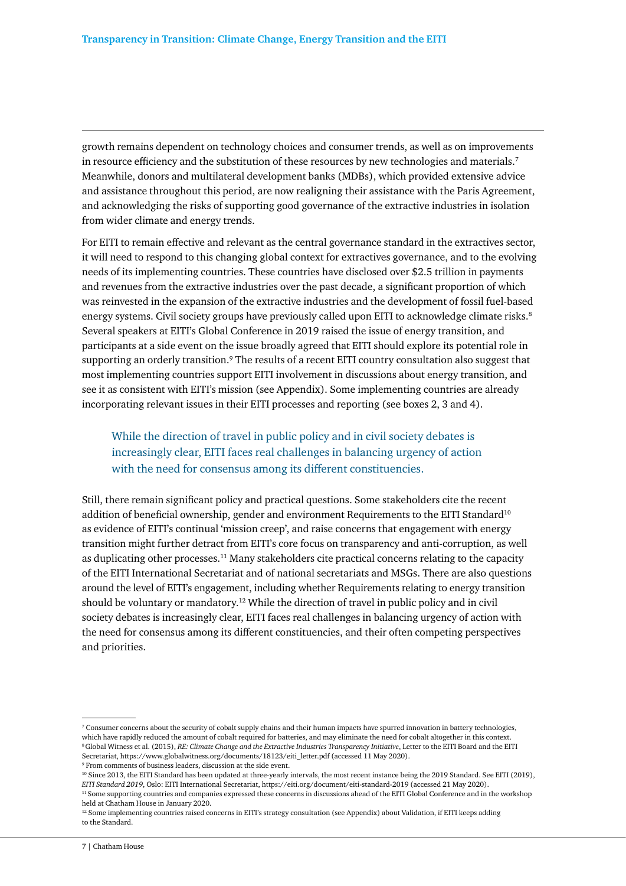growth remains dependent on technology choices and consumer trends, as well as on improvements in resource efficiency and the substitution of these resources by new technologies and materials.[7] Meanwhile, donors and multilateral development banks (MDBs), which provided extensive advice and assistance throughout this period, are now realigning their assistance with the Paris Agreement, and acknowledging the risks of supporting good governance of the extractive industries in isolation from wider climate and energy trends.

For EITI to remain effective and relevant as the central governance standard in the extractives sector, it will need to respond to this changing global context for extractives governance, and to the evolving needs of its implementing countries. These countries have disclosed over $2.5 trillion in payments and revenues from the extractive industries over the past decade, a significant proportion of which was reinvested in the expansion of the extractive industries and the development of fossil fuel-based energy systems. Civil society groups have previously called upon EITI to acknowledge climate risks.[8] Several speakers at EITI's Global Conference in 2019 raised the issue of energy transition, and participants at a side event on the issue broadly agreed that EITI should explore its potential role in supporting an orderly transition.[9] The results of a recent EITI country consultation also suggest that most implementing countries support EITI involvement in discussions about energy transition, and see it as consistent with EITI's mission (see Appendix). Some implementing countries are already incorporating relevant issues in their EITI processes and reporting (see boxes 2, 3 and 4).

> While the direction of travel in public policy and in civil society debates is increasingly clear, EITI faces real challenges in balancing urgency of action with the need for consensus among its different constituencies.

Still, there remain significant policy and practical questions. Some stakeholders cite the recent addition of beneficial ownership, gender and environment Requirements to the EITI Standard[10] as evidence of EITI's continual 'mission creep', and raise concerns that engagement with energy transition might further detract from EITI's core focus on transparency and anti-corruption, as well as duplicating other processes.[11] Many stakeholders cite practical concerns relating to the capacity of the EITI International Secretariat and of national secretariats and MSGs. There are also questions around the level of EITI's engagement, including whether Requirements relating to energy transition should be voluntary or mandatory.[12] While the direction of travel in public policy and in civil society debates is increasingly clear, EITI faces real challenges in balancing urgency of action with the need for consensus among its different constituencies, and their often competing perspectives and priorities.

---

[7] Consumer concerns about the security of cobalt supply chains and their human impacts have spurred innovation in battery technologies, which have rapidly reduced the amount of cobalt required for batteries, and may eliminate the need for cobalt altogether in this context.

[8] Global Witness et al. (2015), *RE: Climate Change and the Extractive Industries Transparency Initiative*, Letter to the EITI Board and the EITI Secretariat, https://www.globalwitness.org/documents/18123/eiti_letter.pdf (accessed 11 May 2020).

[9] From comments of business leaders, discussion at the side event.

[10] Since 2013, the EITI Standard has been updated at three-yearly intervals, the most recent instance being the 2019 Standard. See EITI (2019), *EITI Standard 2019*, Oslo: EITI International Secretariat, https://eiti.org/document/eiti-standard-2019 (accessed 21 May 2020).

[11] Some supporting countries and companies expressed these concerns in discussions ahead of the EITI Global Conference and in the workshop held at Chatham House in January 2020.

[12] Some implementing countries raised concerns in EITI's strategy consultation (see Appendix) about Validation, if EITI keeps adding to the Standard.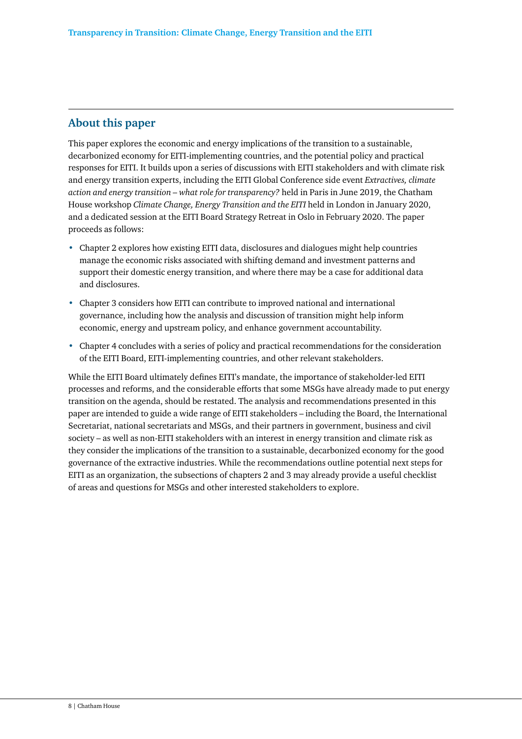## About this paper

This paper explores the economic and energy implications of the transition to a sustainable, decarbonized economy for EITI-implementing countries, and the potential policy and practical responses for EITI. It builds upon a series of discussions with EITI stakeholders and with climate risk and energy transition experts, including the EITI Global Conference side event *Extractives, climate action and energy transition – what role for transparency?* held in Paris in June 2019, the Chatham House workshop *Climate Change, Energy Transition and the EITI* held in London in January 2020, and a dedicated session at the EITI Board Strategy Retreat in Oslo in February 2020. The paper proceeds as follows:

- Chapter 2 explores how existing EITI data, disclosures and dialogues might help countries manage the economic risks associated with shifting demand and investment patterns and support their domestic energy transition, and where there may be a case for additional data and disclosures.
- Chapter 3 considers how EITI can contribute to improved national and international governance, including how the analysis and discussion of transition might help inform economic, energy and upstream policy, and enhance government accountability.
- Chapter 4 concludes with a series of policy and practical recommendations for the consideration of the EITI Board, EITI-implementing countries, and other relevant stakeholders.

While the EITI Board ultimately defines EITI's mandate, the importance of stakeholder-led EITI processes and reforms, and the considerable efforts that some MSGs have already made to put energy transition on the agenda, should be restated. The analysis and recommendations presented in this paper are intended to guide a wide range of EITI stakeholders – including the Board, the International Secretariat, national secretariats and MSGs, and their partners in government, business and civil society – as well as non-EITI stakeholders with an interest in energy transition and climate risk as they consider the implications of the transition to a sustainable, decarbonized economy for the good governance of the extractive industries. While the recommendations outline potential next steps for EITI as an organization, the subsections of chapters 2 and 3 may already provide a useful checklist of areas and questions for MSGs and other interested stakeholders to explore.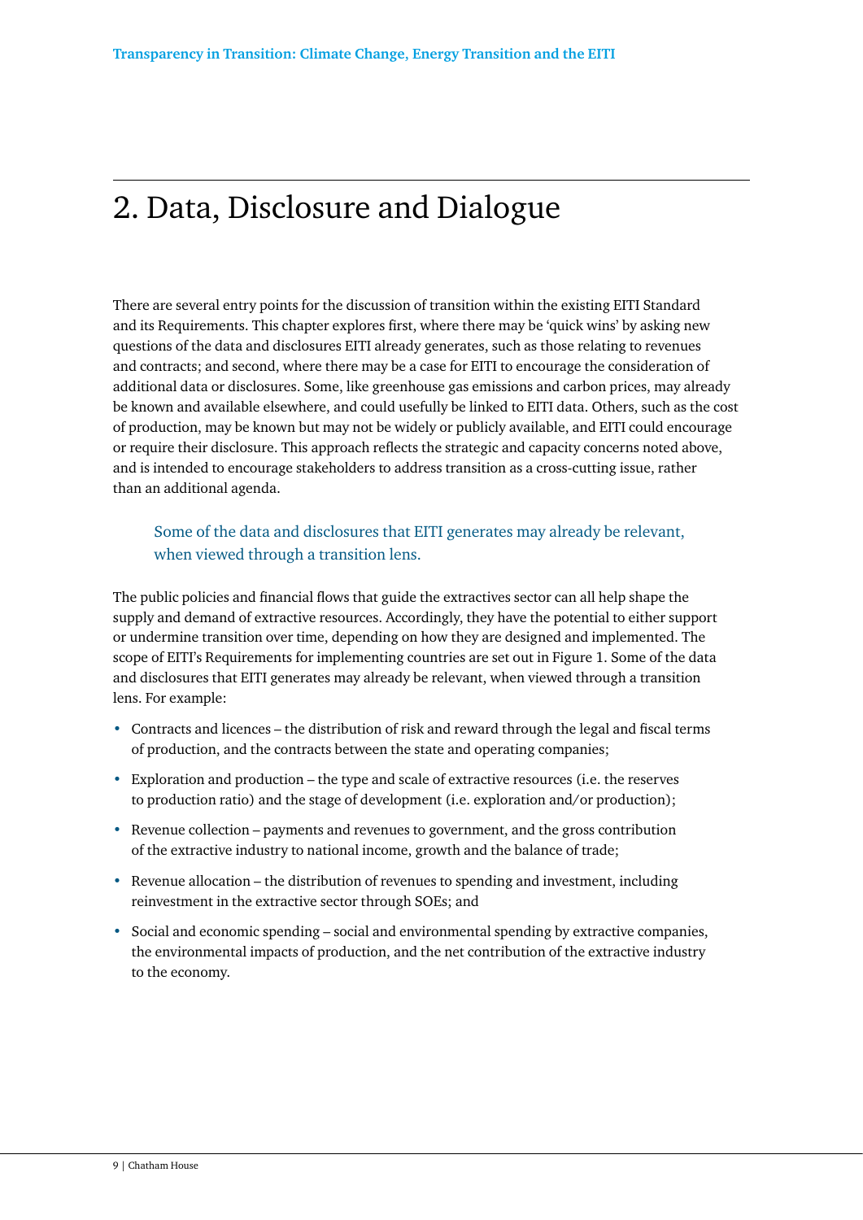# 2. Data, Disclosure and Dialogue

There are several entry points for the discussion of transition within the existing EITI Standard and its Requirements. This chapter explores first, where there may be 'quick wins' by asking new questions of the data and disclosures EITI already generates, such as those relating to revenues and contracts; and second, where there may be a case for EITI to encourage the consideration of additional data or disclosures. Some, like greenhouse gas emissions and carbon prices, may already be known and available elsewhere, and could usefully be linked to EITI data. Others, such as the cost of production, may be known but may not be widely or publicly available, and EITI could encourage or require their disclosure. This approach reflects the strategic and capacity concerns noted above, and is intended to encourage stakeholders to address transition as a cross-cutting issue, rather than an additional agenda.

> Some of the data and disclosures that EITI generates may already be relevant, when viewed through a transition lens.

The public policies and financial flows that guide the extractives sector can all help shape the supply and demand of extractive resources. Accordingly, they have the potential to either support or undermine transition over time, depending on how they are designed and implemented. The scope of EITI's Requirements for implementing countries are set out in Figure 1. Some of the data and disclosures that EITI generates may already be relevant, when viewed through a transition lens. For example:

- Contracts and licences – the distribution of risk and reward through the legal and fiscal terms of production, and the contracts between the state and operating companies;
- Exploration and production – the type and scale of extractive resources (i.e. the reserves to production ratio) and the stage of development (i.e. exploration and/or production);
- Revenue collection – payments and revenues to government, and the gross contribution of the extractive industry to national income, growth and the balance of trade;
- Revenue allocation – the distribution of revenues to spending and investment, including reinvestment in the extractive sector through SOEs; and
- Social and economic spending – social and environmental spending by extractive companies, the environmental impacts of production, and the net contribution of the extractive industry to the economy.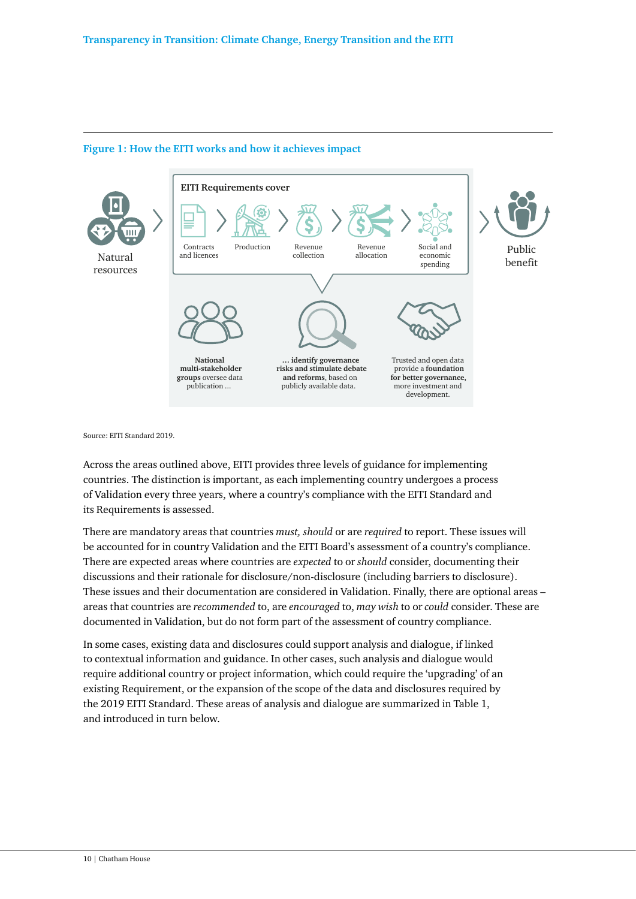**Figure 1: How the EITI works and how it achieves impact**

Natural resources

EITI Requirements cover

Contracts and licences

Production

Revenue collection

Revenue allocation

Social and economic spending

Public benefit

**National multi-stakeholder groups** oversee data publication ...

... **identify governance risks and stimulate debate and reforms**, based on publicly available data.

Trusted and open data provide a **foundation for better governance,** more investment and development.

Source: EITI Standard 2019.

Across the areas outlined above, EITI provides three levels of guidance for implementing countries. The distinction is important, as each implementing country undergoes a process of Validation every three years, where a country's compliance with the EITI Standard and its Requirements is assessed.

There are mandatory areas that countries *must, should* or are *required* to report. These issues will be accounted for in country Validation and the EITI Board's assessment of a country's compliance. There are expected areas where countries are *expected* to or *should* consider, documenting their discussions and their rationale for disclosure/non-disclosure (including barriers to disclosure). These issues and their documentation are considered in Validation. Finally, there are optional areas – areas that countries are *recommended* to, are *encouraged* to, *may wish* to or *could* consider. These are documented in Validation, but do not form part of the assessment of country compliance.

In some cases, existing data and disclosures could support analysis and dialogue, if linked to contextual information and guidance. In other cases, such analysis and dialogue would require additional country or project information, which could require the 'upgrading' of an existing Requirement, or the expansion of the scope of the data and disclosures required by the 2019 EITI Standard. These areas of analysis and dialogue are summarized in Table 1, and introduced in turn below.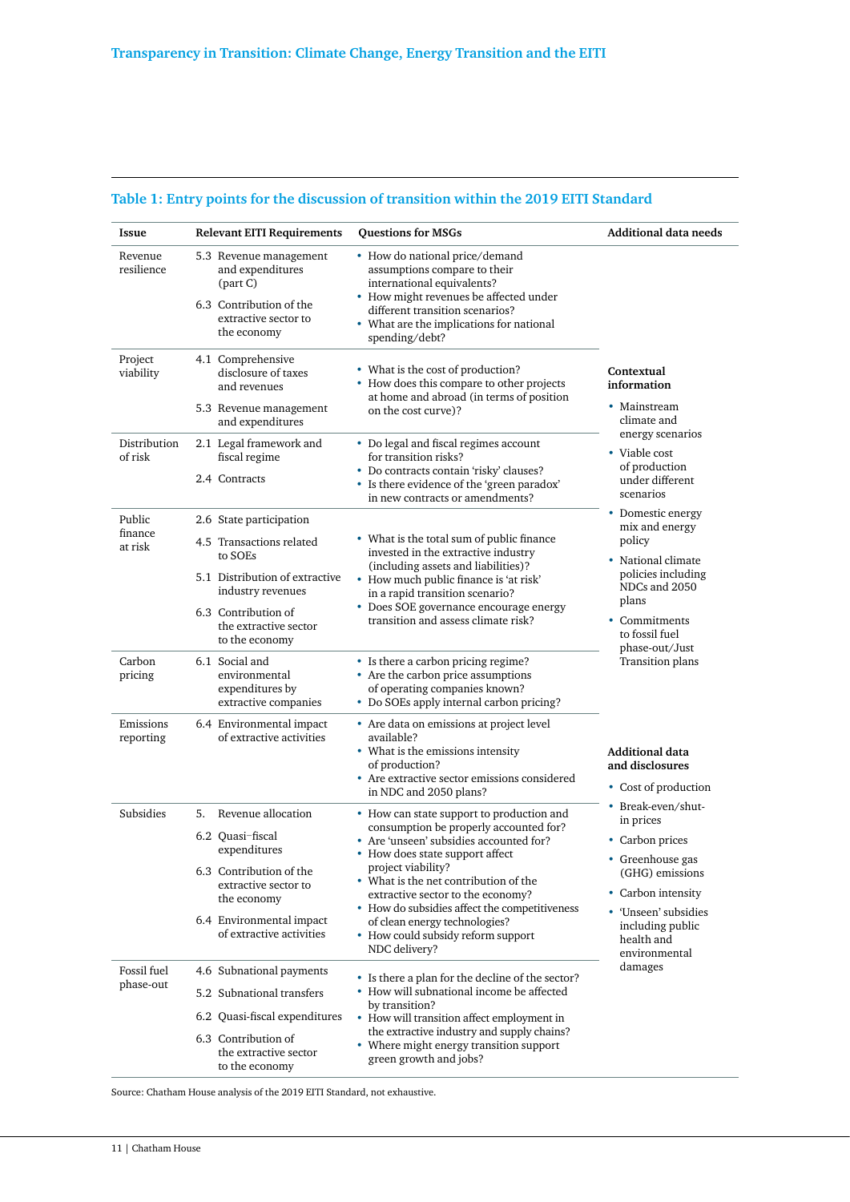### Table 1: Entry points for the discussion of transition within the 2019 EITI Standard

| Issue | Relevant EITI Requirements | Questions for MSGs | Additional data needs |
|---|---|---|---|
| Revenue resilience | 5.3 Revenue management and expenditures (part C)<br>6.3 Contribution of the extractive sector to the economy | • How do national price/demand assumptions compare to their international equivalents?<br>• How might revenues be affected under different transition scenarios?<br>• What are the implications for national spending/debt? | **Contextual information**<br>• Mainstream climate and energy scenarios<br>• Viable cost of production under different scenarios<br>• Domestic energy mix and energy policy<br>• National climate policies including NDCs and 2050 plans<br>• Commitments to fossil fuel phase-out/Just Transition plans |
| Project viability | 4.1 Comprehensive disclosure of taxes and revenues<br>5.3 Revenue management and expenditures | • What is the cost of production?<br>• How does this compare to other projects at home and abroad (in terms of position on the cost curve)? | |
| Distribution of risk | 2.1 Legal framework and fiscal regime<br>2.4 Contracts | • Do legal and fiscal regimes account for transition risks?<br>• Do contracts contain 'risky' clauses?<br>• Is there evidence of the 'green paradox' in new contracts or amendments? | |
| Public finance at risk | 2.6 State participation<br>4.5 Transactions related to SOEs<br>5.1 Distribution of extractive industry revenues<br>6.3 Contribution of the extractive sector to the economy | • What is the total sum of public finance invested in the extractive industry (including assets and liabilities)?<br>• How much public finance is 'at risk' in a rapid transition scenario?<br>• Does SOE governance encourage energy transition and assess climate risk? | |
| Carbon pricing | 6.1 Social and environmental expenditures by extractive companies | • Is there a carbon pricing regime?<br>• Are the carbon price assumptions of operating companies known?<br>• Do SOEs apply internal carbon pricing? | |
| Emissions reporting | 6.4 Environmental impact of extractive activities | • Are data on emissions at project level available?<br>• What is the emissions intensity of production?<br>• Are extractive sector emissions considered in NDC and 2050 plans? | **Additional data and disclosures**<br>• Cost of production<br>• Break-even/shut-in prices<br>• Carbon prices<br>• Greenhouse gas (GHG) emissions<br>• Carbon intensity<br>• 'Unseen' subsidies including public health and environmental damages |
| Subsidies | 5. Revenue allocation<br>6.2 Quasi-fiscal expenditures<br>6.3 Contribution of the extractive sector to the economy<br>6.4 Environmental impact of extractive activities | • How can state support to production and consumption be properly accounted for?<br>• Are 'unseen' subsidies accounted for?<br>• How does state support affect project viability?<br>• What is the net contribution of the extractive sector to the economy?<br>• How do subsidies affect the competitiveness of clean energy technologies?<br>• How could subsidy reform support NDC delivery? | |
| Fossil fuel phase-out | 4.6 Subnational payments<br>5.2 Subnational transfers<br>6.2 Quasi-fiscal expenditures<br>6.3 Contribution of the extractive sector to the economy | • Is there a plan for the decline of the sector?<br>• How will subnational income be affected by transition?<br>• How will transition affect employment in the extractive industry and supply chains?<br>• Where might energy transition support green growth and jobs? | |

Source: Chatham House analysis of the 2019 EITI Standard, not exhaustive.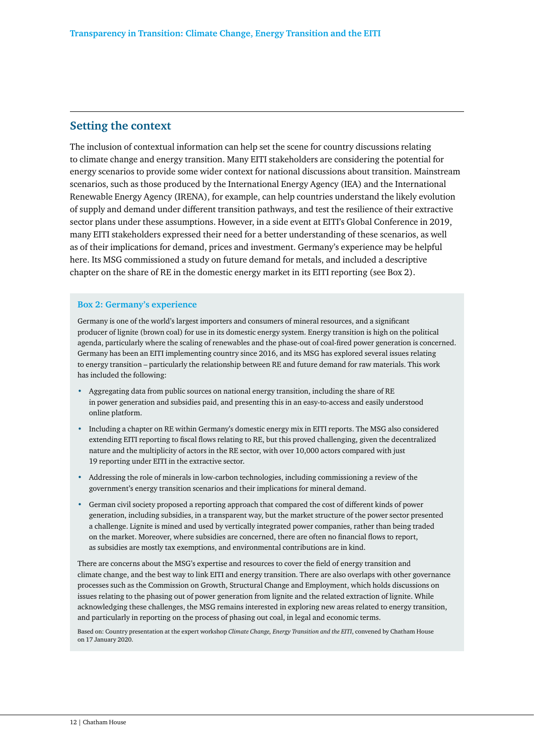## Setting the context

The inclusion of contextual information can help set the scene for country discussions relating to climate change and energy transition. Many EITI stakeholders are considering the potential for energy scenarios to provide some wider context for national discussions about transition. Mainstream scenarios, such as those produced by the International Energy Agency (IEA) and the International Renewable Energy Agency (IRENA), for example, can help countries understand the likely evolution of supply and demand under different transition pathways, and test the resilience of their extractive sector plans under these assumptions. However, in a side event at EITI's Global Conference in 2019, many EITI stakeholders expressed their need for a better understanding of these scenarios, as well as of their implications for demand, prices and investment. Germany's experience may be helpful here. Its MSG commissioned a study on future demand for metals, and included a descriptive chapter on the share of RE in the domestic energy market in its EITI reporting (see Box 2).

### Box 2: Germany's experience

Germany is one of the world's largest importers and consumers of mineral resources, and a significant producer of lignite (brown coal) for use in its domestic energy system. Energy transition is high on the political agenda, particularly where the scaling of renewables and the phase-out of coal-fired power generation is concerned. Germany has been an EITI implementing country since 2016, and its MSG has explored several issues relating to energy transition – particularly the relationship between RE and future demand for raw materials. This work has included the following:

- Aggregating data from public sources on national energy transition, including the share of RE in power generation and subsidies paid, and presenting this in an easy-to-access and easily understood online platform.
- Including a chapter on RE within Germany's domestic energy mix in EITI reports. The MSG also considered extending EITI reporting to fiscal flows relating to RE, but this proved challenging, given the decentralized nature and the multiplicity of actors in the RE sector, with over 10,000 actors compared with just 19 reporting under EITI in the extractive sector.
- Addressing the role of minerals in low-carbon technologies, including commissioning a review of the government's energy transition scenarios and their implications for mineral demand.
- German civil society proposed a reporting approach that compared the cost of different kinds of power generation, including subsidies, in a transparent way, but the market structure of the power sector presented a challenge. Lignite is mined and used by vertically integrated power companies, rather than being traded on the market. Moreover, where subsidies are concerned, there are often no financial flows to report, as subsidies are mostly tax exemptions, and environmental contributions are in kind.

There are concerns about the MSG's expertise and resources to cover the field of energy transition and climate change, and the best way to link EITI and energy transition. There are also overlaps with other governance processes such as the Commission on Growth, Structural Change and Employment, which holds discussions on issues relating to the phasing out of power generation from lignite and the related extraction of lignite. While acknowledging these challenges, the MSG remains interested in exploring new areas related to energy transition, and particularly in reporting on the process of phasing out coal, in legal and economic terms.

Based on: Country presentation at the expert workshop *Climate Change, Energy Transition and the EITI*, convened by Chatham House on 17 January 2020.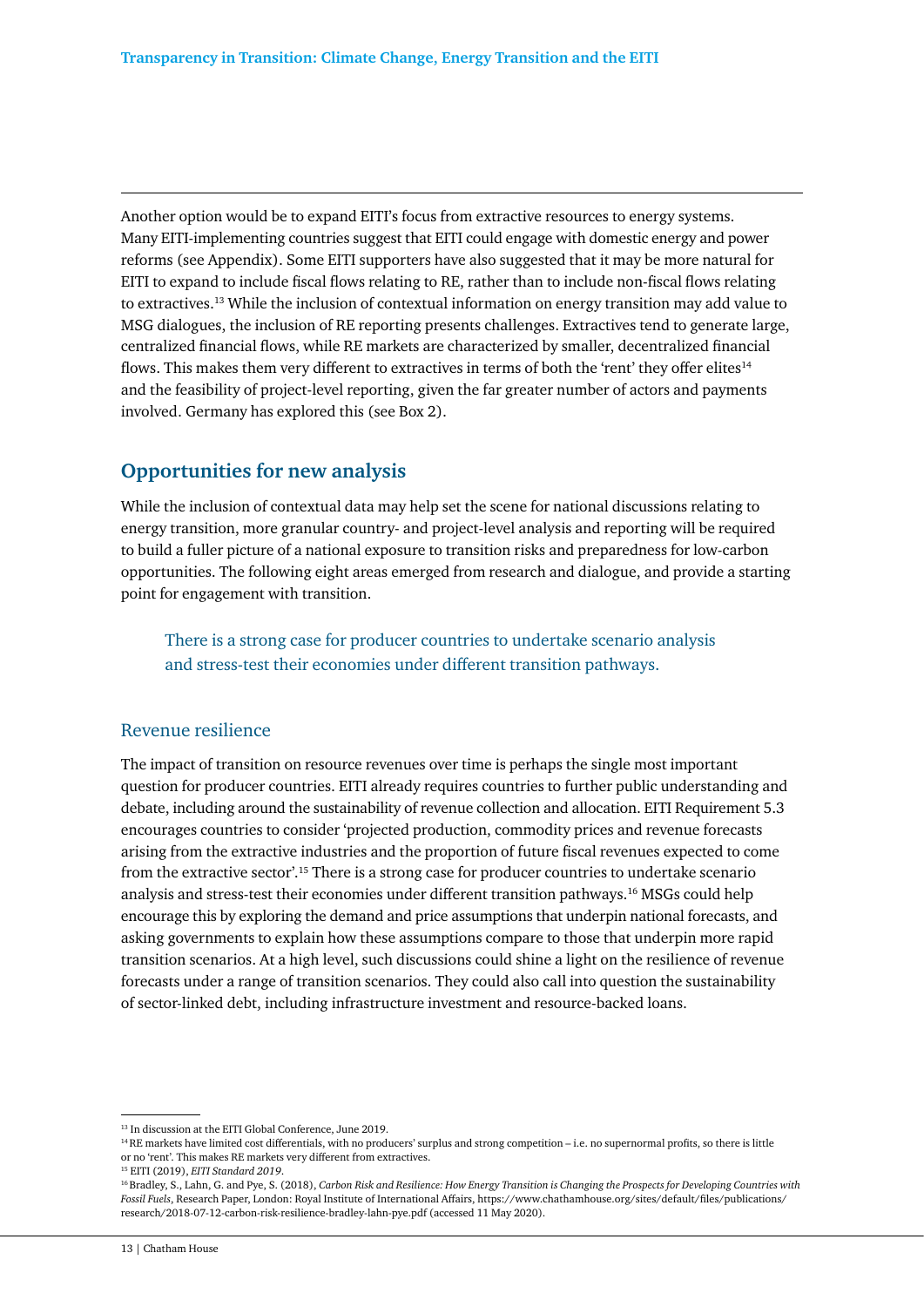Another option would be to expand EITI's focus from extractive resources to energy systems. Many EITI-implementing countries suggest that EITI could engage with domestic energy and power reforms (see Appendix). Some EITI supporters have also suggested that it may be more natural for EITI to expand to include fiscal flows relating to RE, rather than to include non-fiscal flows relating to extractives.[13] While the inclusion of contextual information on energy transition may add value to MSG dialogues, the inclusion of RE reporting presents challenges. Extractives tend to generate large, centralized financial flows, while RE markets are characterized by smaller, decentralized financial flows. This makes them very different to extractives in terms of both the 'rent' they offer elites[14] and the feasibility of project-level reporting, given the far greater number of actors and payments involved. Germany has explored this (see Box 2).

## Opportunities for new analysis

While the inclusion of contextual data may help set the scene for national discussions relating to energy transition, more granular country- and project-level analysis and reporting will be required to build a fuller picture of a national exposure to transition risks and preparedness for low-carbon opportunities. The following eight areas emerged from research and dialogue, and provide a starting point for engagement with transition.

> There is a strong case for producer countries to undertake scenario analysis and stress-test their economies under different transition pathways.

### Revenue resilience

The impact of transition on resource revenues over time is perhaps the single most important question for producer countries. EITI already requires countries to further public understanding and debate, including around the sustainability of revenue collection and allocation. EITI Requirement 5.3 encourages countries to consider 'projected production, commodity prices and revenue forecasts arising from the extractive industries and the proportion of future fiscal revenues expected to come from the extractive sector'.[15] There is a strong case for producer countries to undertake scenario analysis and stress-test their economies under different transition pathways.[16] MSGs could help encourage this by exploring the demand and price assumptions that underpin national forecasts, and asking governments to explain how these assumptions compare to those that underpin more rapid transition scenarios. At a high level, such discussions could shine a light on the resilience of revenue forecasts under a range of transition scenarios. They could also call into question the sustainability of sector-linked debt, including infrastructure investment and resource-backed loans.

---

[13] In discussion at the EITI Global Conference, June 2019.

[14] RE markets have limited cost differentials, with no producers' surplus and strong competition – i.e. no supernormal profits, so there is little or no 'rent'. This makes RE markets very different from extractives.

[15] EITI (2019), *EITI Standard 2019*.

[16] Bradley, S., Lahn, G. and Pye, S. (2018), *Carbon Risk and Resilience: How Energy Transition is Changing the Prospects for Developing Countries with Fossil Fuels*, Research Paper, London: Royal Institute of International Affairs, https://www.chathamhouse.org/sites/default/files/publications/research/2018-07-12-carbon-risk-resilience-bradley-lahn-pye.pdf (accessed 11 May 2020).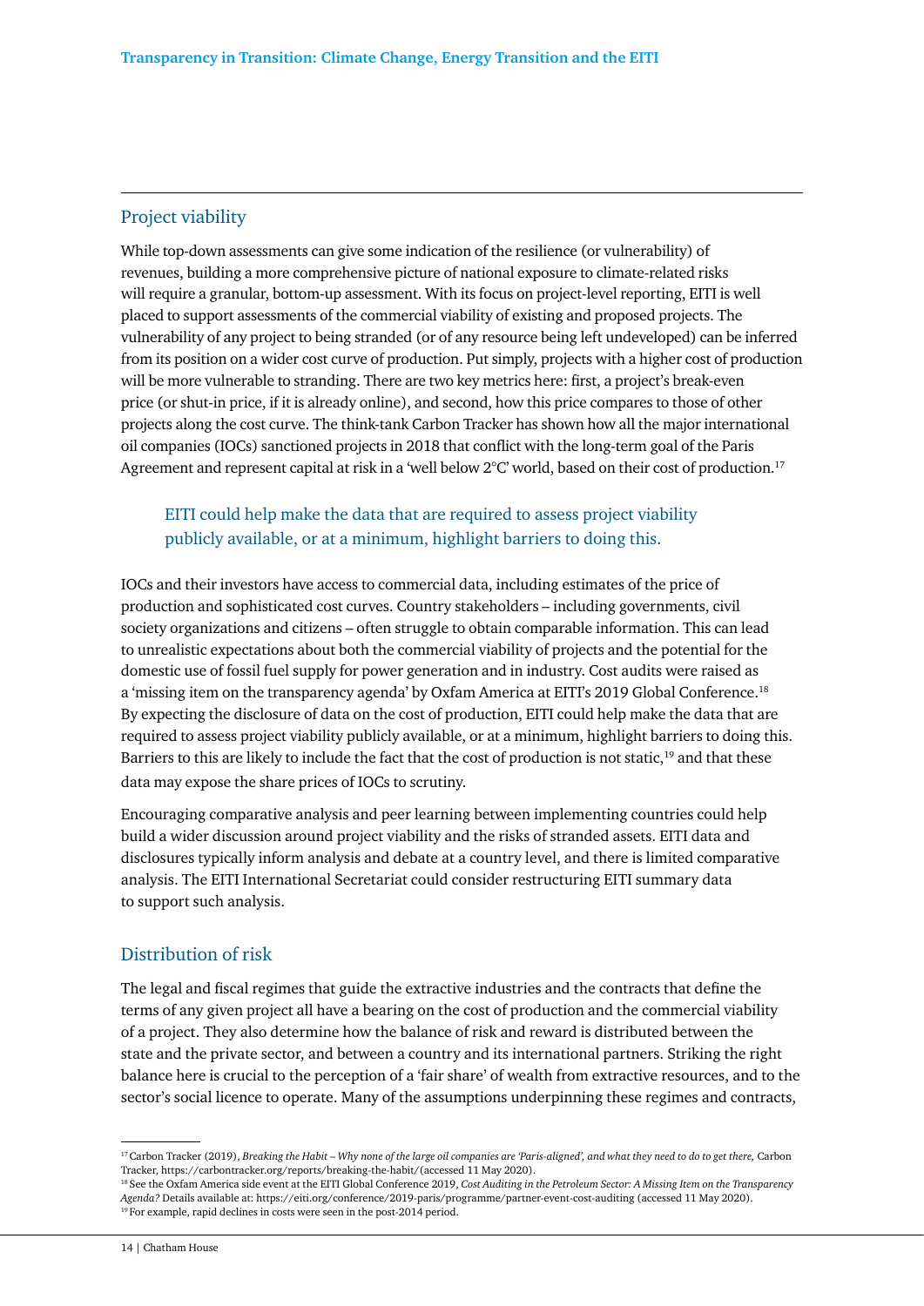## Project viability

While top-down assessments can give some indication of the resilience (or vulnerability) of revenues, building a more comprehensive picture of national exposure to climate-related risks will require a granular, bottom-up assessment. With its focus on project-level reporting, EITI is well placed to support assessments of the commercial viability of existing and proposed projects. The vulnerability of any project to being stranded (or of any resource being left undeveloped) can be inferred from its position on a wider cost curve of production. Put simply, projects with a higher cost of production will be more vulnerable to stranding. There are two key metrics here: first, a project's break-even price (or shut-in price, if it is already online), and second, how this price compares to those of other projects along the cost curve. The think-tank Carbon Tracker has shown how all the major international oil companies (IOCs) sanctioned projects in 2018 that conflict with the long-term goal of the Paris Agreement and represent capital at risk in a 'well below 2°C' world, based on their cost of production.[17]

> EITI could help make the data that are required to assess project viability publicly available, or at a minimum, highlight barriers to doing this.

IOCs and their investors have access to commercial data, including estimates of the price of production and sophisticated cost curves. Country stakeholders – including governments, civil society organizations and citizens – often struggle to obtain comparable information. This can lead to unrealistic expectations about both the commercial viability of projects and the potential for the domestic use of fossil fuel supply for power generation and in industry. Cost audits were raised as a 'missing item on the transparency agenda' by Oxfam America at EITI's 2019 Global Conference.[18] By expecting the disclosure of data on the cost of production, EITI could help make the data that are required to assess project viability publicly available, or at a minimum, highlight barriers to doing this. Barriers to this are likely to include the fact that the cost of production is not static,[19] and that these data may expose the share prices of IOCs to scrutiny.

Encouraging comparative analysis and peer learning between implementing countries could help build a wider discussion around project viability and the risks of stranded assets. EITI data and disclosures typically inform analysis and debate at a country level, and there is limited comparative analysis. The EITI International Secretariat could consider restructuring EITI summary data to support such analysis.

## Distribution of risk

The legal and fiscal regimes that guide the extractive industries and the contracts that define the terms of any given project all have a bearing on the cost of production and the commercial viability of a project. They also determine how the balance of risk and reward is distributed between the state and the private sector, and between a country and its international partners. Striking the right balance here is crucial to the perception of a 'fair share' of wealth from extractive resources, and to the sector's social licence to operate. Many of the assumptions underpinning these regimes and contracts,

---

[17] Carbon Tracker (2019), *Breaking the Habit – Why none of the large oil companies are 'Paris-aligned', and what they need to do to get there,* Carbon Tracker, https://carbontracker.org/reports/breaking-the-habit/(accessed 11 May 2020).

[18] See the Oxfam America side event at the EITI Global Conference 2019, *Cost Auditing in the Petroleum Sector: A Missing Item on the Transparency Agenda?* Details available at: https://eiti.org/conference/2019-paris/programme/partner-event-cost-auditing (accessed 11 May 2020).

[19] For example, rapid declines in costs were seen in the post-2014 period.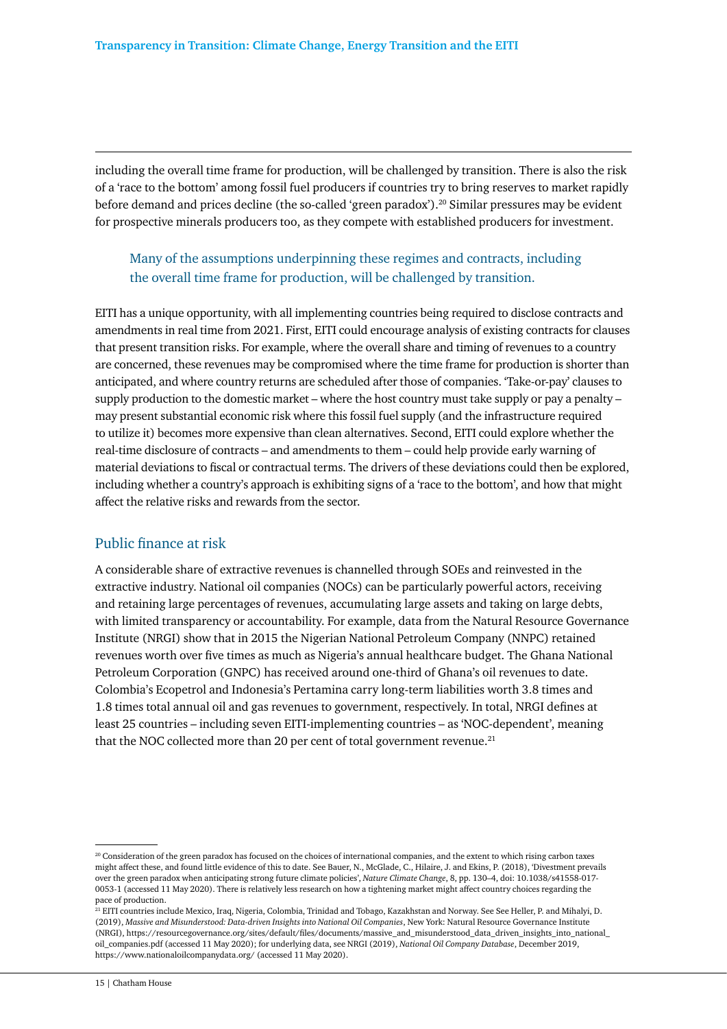including the overall time frame for production, will be challenged by transition. There is also the risk of a 'race to the bottom' among fossil fuel producers if countries try to bring reserves to market rapidly before demand and prices decline (the so-called 'green paradox').[20] Similar pressures may be evident for prospective minerals producers too, as they compete with established producers for investment.

> Many of the assumptions underpinning these regimes and contracts, including the overall time frame for production, will be challenged by transition.

EITI has a unique opportunity, with all implementing countries being required to disclose contracts and amendments in real time from 2021. First, EITI could encourage analysis of existing contracts for clauses that present transition risks. For example, where the overall share and timing of revenues to a country are concerned, these revenues may be compromised where the time frame for production is shorter than anticipated, and where country returns are scheduled after those of companies. 'Take-or-pay' clauses to supply production to the domestic market – where the host country must take supply or pay a penalty – may present substantial economic risk where this fossil fuel supply (and the infrastructure required to utilize it) becomes more expensive than clean alternatives. Second, EITI could explore whether the real-time disclosure of contracts – and amendments to them – could help provide early warning of material deviations to fiscal or contractual terms. The drivers of these deviations could then be explored, including whether a country's approach is exhibiting signs of a 'race to the bottom', and how that might affect the relative risks and rewards from the sector.

## Public finance at risk

A considerable share of extractive revenues is channelled through SOEs and reinvested in the extractive industry. National oil companies (NOCs) can be particularly powerful actors, receiving and retaining large percentages of revenues, accumulating large assets and taking on large debts, with limited transparency or accountability. For example, data from the Natural Resource Governance Institute (NRGI) show that in 2015 the Nigerian National Petroleum Company (NNPC) retained revenues worth over five times as much as Nigeria's annual healthcare budget. The Ghana National Petroleum Corporation (GNPC) has received around one-third of Ghana's oil revenues to date. Colombia's Ecopetrol and Indonesia's Pertamina carry long-term liabilities worth 3.8 times and 1.8 times total annual oil and gas revenues to government, respectively. In total, NRGI defines at least 25 countries – including seven EITI-implementing countries – as 'NOC-dependent', meaning that the NOC collected more than 20 per cent of total government revenue.[21]

---

[20] Consideration of the green paradox has focused on the choices of international companies, and the extent to which rising carbon taxes might affect these, and found little evidence of this to date. See Bauer, N., McGlade, C., Hilaire, J. and Ekins, P. (2018), 'Divestment prevails over the green paradox when anticipating strong future climate policies', *Nature Climate Change*, 8, pp. 130–4, doi: 10.1038/s41558-017-0053-1 (accessed 11 May 2020). There is relatively less research on how a tightening market might affect country choices regarding the pace of production.

[21] EITI countries include Mexico, Iraq, Nigeria, Colombia, Trinidad and Tobago, Kazakhstan and Norway. See See Heller, P. and Mihalyi, D. (2019), *Massive and Misunderstood: Data-driven Insights into National Oil Companies*, New York: Natural Resource Governance Institute (NRGI), https://resourcegovernance.org/sites/default/files/documents/massive_and_misunderstood_data_driven_insights_into_national_oil_companies.pdf (accessed 11 May 2020); for underlying data, see NRGI (2019), *National Oil Company Database*, December 2019, https://www.nationaloilcompanydata.org/ (accessed 11 May 2020).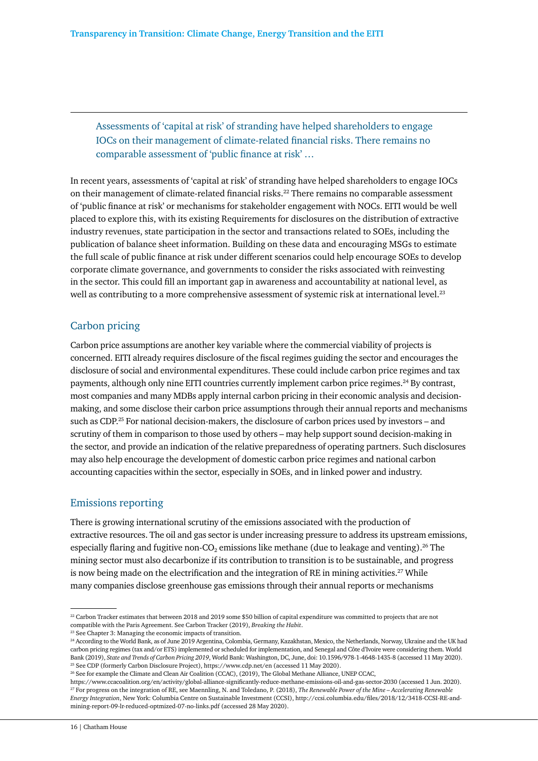> Assessments of 'capital at risk' of stranding have helped shareholders to engage IOCs on their management of climate-related financial risks. There remains no comparable assessment of 'public finance at risk' …

In recent years, assessments of 'capital at risk' of stranding have helped shareholders to engage IOCs on their management of climate-related financial risks.[22] There remains no comparable assessment of 'public finance at risk' or mechanisms for stakeholder engagement with NOCs. EITI would be well placed to explore this, with its existing Requirements for disclosures on the distribution of extractive industry revenues, state participation in the sector and transactions related to SOEs, including the publication of balance sheet information. Building on these data and encouraging MSGs to estimate the full scale of public finance at risk under different scenarios could help encourage SOEs to develop corporate climate governance, and governments to consider the risks associated with reinvesting in the sector. This could fill an important gap in awareness and accountability at national level, as well as contributing to a more comprehensive assessment of systemic risk at international level.[23]

## Carbon pricing

Carbon price assumptions are another key variable where the commercial viability of projects is concerned. EITI already requires disclosure of the fiscal regimes guiding the sector and encourages the disclosure of social and environmental expenditures. These could include carbon price regimes and tax payments, although only nine EITI countries currently implement carbon price regimes.[24] By contrast, most companies and many MDBs apply internal carbon pricing in their economic analysis and decision-making, and some disclose their carbon price assumptions through their annual reports and mechanisms such as CDP.[25] For national decision-makers, the disclosure of carbon prices used by investors – and scrutiny of them in comparison to those used by others – may help support sound decision-making in the sector, and provide an indication of the relative preparedness of operating partners. Such disclosures may also help encourage the development of domestic carbon price regimes and national carbon accounting capacities within the sector, especially in SOEs, and in linked power and industry.

## Emissions reporting

There is growing international scrutiny of the emissions associated with the production of extractive resources. The oil and gas sector is under increasing pressure to address its upstream emissions, especially flaring and fugitive non-$CO_2$ emissions like methane (due to leakage and venting).[26] The mining sector must also decarbonize if its contribution to transition is to be sustainable, and progress is now being made on the electrification and the integration of RE in mining activities.[27] While many companies disclose greenhouse gas emissions through their annual reports or mechanisms

---

[22] Carbon Tracker estimates that between 2018 and 2019 some $50 billion of capital expenditure was committed to projects that are not compatible with the Paris Agreement. See Carbon Tracker (2019), *Breaking the Habit*.

[23] See Chapter 3: Managing the economic impacts of transition.

[24] According to the World Bank, as of June 2019 Argentina, Colombia, Germany, Kazakhstan, Mexico, the Netherlands, Norway, Ukraine and the UK had carbon pricing regimes (tax and/or ETS) implemented or scheduled for implementation, and Senegal and Côte d'Ivoire were considering them. World Bank (2019), *State and Trends of Carbon Pricing 2019*, World Bank: Washington, DC, June, doi: 10.1596/978-1-4648-1435-8 (accessed 11 May 2020).

[25] See CDP (formerly Carbon Disclosure Project), https://www.cdp.net/en (accessed 11 May 2020).

[26] See for example the Climate and Clean Air Coalition (CCAC), (2019), The Global Methane Alliance, UNEP CCAC, https://www.ccacoalition.org/en/activity/global-alliance-significantly-reduce-methane-emissions-oil-and-gas-sector-2030 (accessed 1 Jun. 2020).

[27] For progress on the integration of RE, see Maennling, N. and Toledano, P. (2018), *The Renewable Power of the Mine – Accelerating Renewable Energy Integration*, New York: Columbia Centre on Sustainable Investment (CCSI), http://ccsi.columbia.edu/files/2018/12/3418-CCSI-RE-and-mining-report-09-lr-reduced-optmized-07-no-links.pdf (accessed 28 May 2020).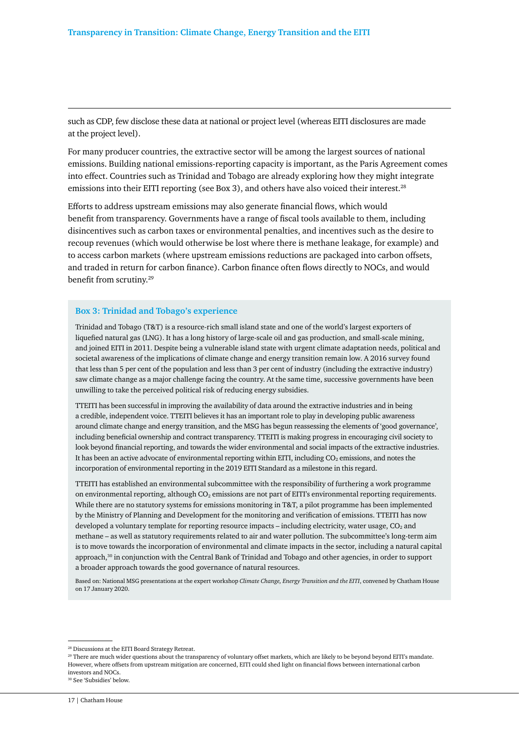such as CDP, few disclose these data at national or project level (whereas EITI disclosures are made at the project level).

For many producer countries, the extractive sector will be among the largest sources of national emissions. Building national emissions-reporting capacity is important, as the Paris Agreement comes into effect. Countries such as Trinidad and Tobago are already exploring how they might integrate emissions into their EITI reporting (see Box 3), and others have also voiced their interest.[28]

Efforts to address upstream emissions may also generate financial flows, which would benefit from transparency. Governments have a range of fiscal tools available to them, including disincentives such as carbon taxes or environmental penalties, and incentives such as the desire to recoup revenues (which would otherwise be lost where there is methane leakage, for example) and to access carbon markets (where upstream emissions reductions are packaged into carbon offsets, and traded in return for carbon finance). Carbon finance often flows directly to NOCs, and would benefit from scrutiny.[29]

### Box 3: Trinidad and Tobago's experience

Trinidad and Tobago (T&T) is a resource-rich small island state and one of the world's largest exporters of liquefied natural gas (LNG). It has a long history of large-scale oil and gas production, and small-scale mining, and joined EITI in 2011. Despite being a vulnerable island state with urgent climate adaptation needs, political and societal awareness of the implications of climate change and energy transition remain low. A 2016 survey found that less than 5 per cent of the population and less than 3 per cent of industry (including the extractive industry) saw climate change as a major challenge facing the country. At the same time, successive governments have been unwilling to take the perceived political risk of reducing energy subsidies.

TTEITI has been successful in improving the availability of data around the extractive industries and in being a credible, independent voice. TTEITI believes it has an important role to play in developing public awareness around climate change and energy transition, and the MSG has begun reassessing the elements of 'good governance', including beneficial ownership and contract transparency. TTEITI is making progress in encouraging civil society to look beyond financial reporting, and towards the wider environmental and social impacts of the extractive industries. It has been an active advocate of environmental reporting within EITI, including $CO_2$ emissions, and notes the incorporation of environmental reporting in the 2019 EITI Standard as a milestone in this regard.

TTEITI has established an environmental subcommittee with the responsibility of furthering a work programme on environmental reporting, although $CO_2$ emissions are not part of EITI's environmental reporting requirements. While there are no statutory systems for emissions monitoring in T&T, a pilot programme has been implemented by the Ministry of Planning and Development for the monitoring and verification of emissions. TTEITI has now developed a voluntary template for reporting resource impacts – including electricity, water usage, $CO_2$ and methane – as well as statutory requirements related to air and water pollution. The subcommittee's long-term aim is to move towards the incorporation of environmental and climate impacts in the sector, including a natural capital approach,[30] in conjunction with the Central Bank of Trinidad and Tobago and other agencies, in order to support a broader approach towards the good governance of natural resources.

Based on: National MSG presentations at the expert workshop *Climate Change, Energy Transition and the EITI*, convened by Chatham House on 17 January 2020.

---

[28] Discussions at the EITI Board Strategy Retreat.

[29] There are much wider questions about the transparency of voluntary offset markets, which are likely to be beyond beyond EITI's mandate. However, where offsets from upstream mitigation are concerned, EITI could shed light on financial flows between international carbon investors and NOCs.

[30] See 'Subsidies' below.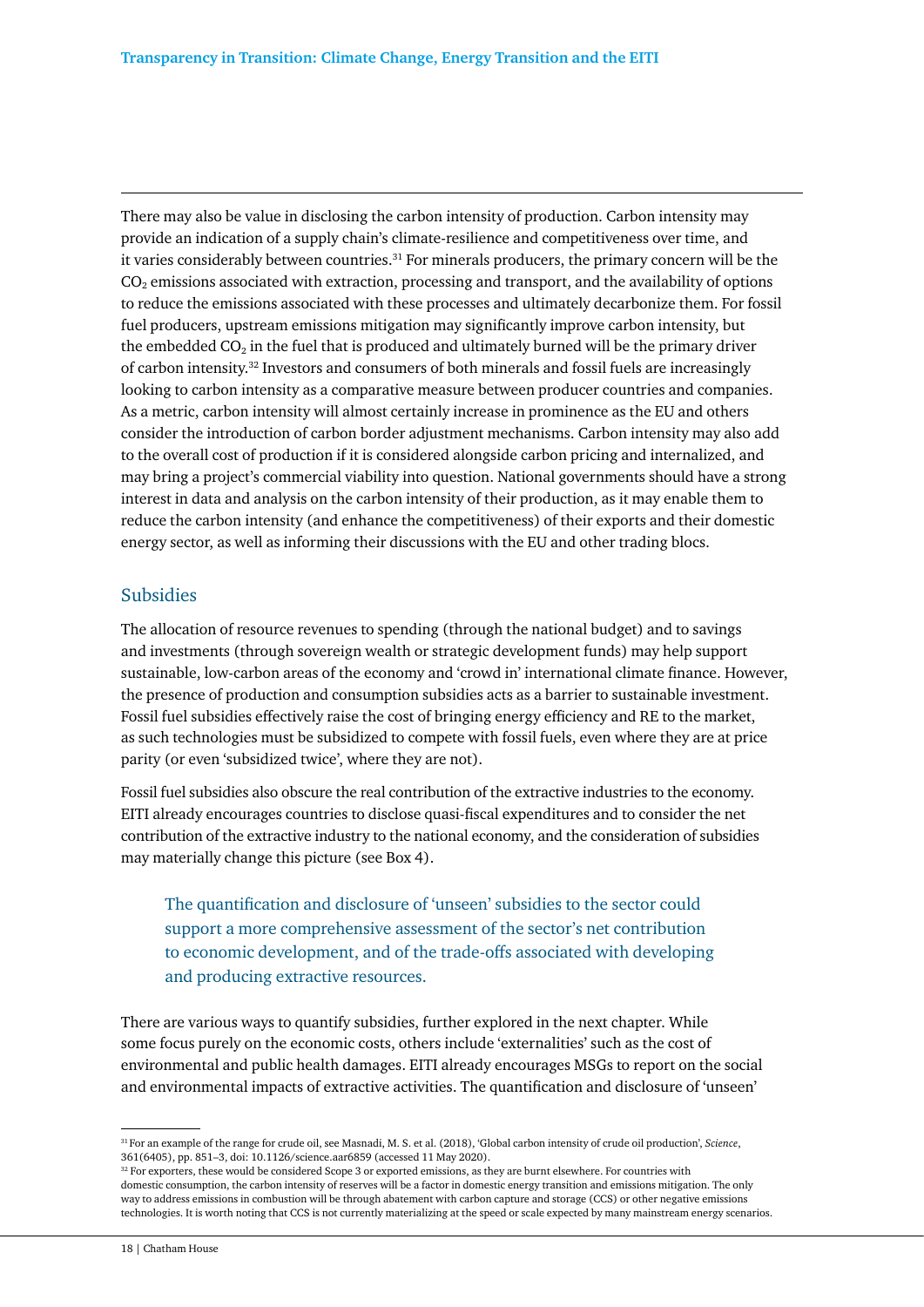There may also be value in disclosing the carbon intensity of production. Carbon intensity may provide an indication of a supply chain's climate-resilience and competitiveness over time, and it varies considerably between countries.[31] For minerals producers, the primary concern will be the $CO_2$ emissions associated with extraction, processing and transport, and the availability of options to reduce the emissions associated with these processes and ultimately decarbonize them. For fossil fuel producers, upstream emissions mitigation may significantly improve carbon intensity, but the embedded $CO_2$ in the fuel that is produced and ultimately burned will be the primary driver of carbon intensity.[32] Investors and consumers of both minerals and fossil fuels are increasingly looking to carbon intensity as a comparative measure between producer countries and companies. As a metric, carbon intensity will almost certainly increase in prominence as the EU and others consider the introduction of carbon border adjustment mechanisms. Carbon intensity may also add to the overall cost of production if it is considered alongside carbon pricing and internalized, and may bring a project's commercial viability into question. National governments should have a strong interest in data and analysis on the carbon intensity of their production, as it may enable them to reduce the carbon intensity (and enhance the competitiveness) of their exports and their domestic energy sector, as well as informing their discussions with the EU and other trading blocs.

## Subsidies

The allocation of resource revenues to spending (through the national budget) and to savings and investments (through sovereign wealth or strategic development funds) may help support sustainable, low-carbon areas of the economy and 'crowd in' international climate finance. However, the presence of production and consumption subsidies acts as a barrier to sustainable investment. Fossil fuel subsidies effectively raise the cost of bringing energy efficiency and RE to the market, as such technologies must be subsidized to compete with fossil fuels, even where they are at price parity (or even 'subsidized twice', where they are not).

Fossil fuel subsidies also obscure the real contribution of the extractive industries to the economy. EITI already encourages countries to disclose quasi-fiscal expenditures and to consider the net contribution of the extractive industry to the national economy, and the consideration of subsidies may materially change this picture (see Box 4).

> The quantification and disclosure of 'unseen' subsidies to the sector could support a more comprehensive assessment of the sector's net contribution to economic development, and of the trade-offs associated with developing and producing extractive resources.

There are various ways to quantify subsidies, further explored in the next chapter. While some focus purely on the economic costs, others include 'externalities' such as the cost of environmental and public health damages. EITI already encourages MSGs to report on the social and environmental impacts of extractive activities. The quantification and disclosure of 'unseen'

---

[31] For an example of the range for crude oil, see Masnadi, M. S. et al. (2018), 'Global carbon intensity of crude oil production', *Science*, 361(6405), pp. 851–3, doi: 10.1126/science.aar6859 (accessed 11 May 2020).

[32] For exporters, these would be considered Scope 3 or exported emissions, as they are burnt elsewhere. For countries with domestic consumption, the carbon intensity of reserves will be a factor in domestic energy transition and emissions mitigation. The only way to address emissions in combustion will be through abatement with carbon capture and storage (CCS) or other negative emissions technologies. It is worth noting that CCS is not currently materializing at the speed or scale expected by many mainstream energy scenarios.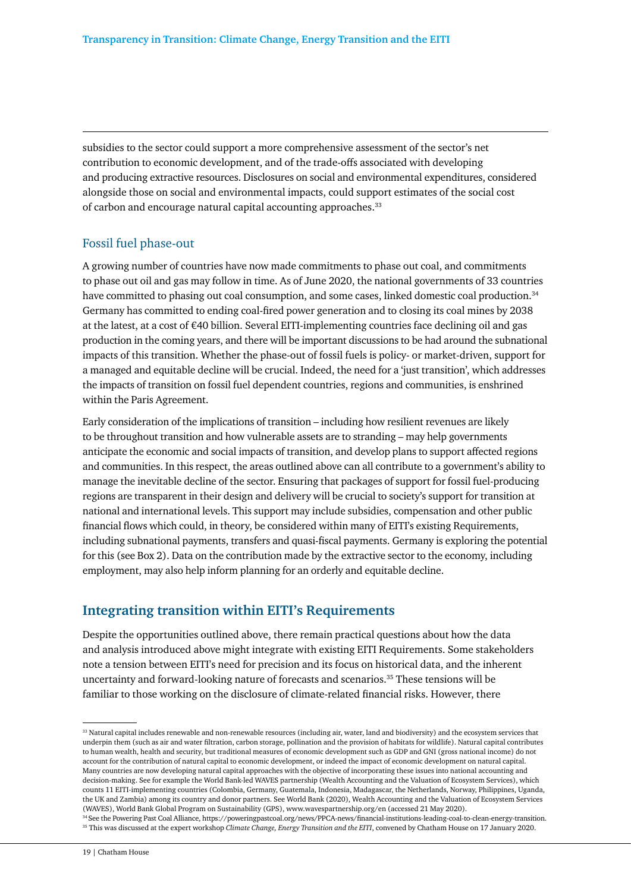subsidies to the sector could support a more comprehensive assessment of the sector's net contribution to economic development, and of the trade-offs associated with developing and producing extractive resources. Disclosures on social and environmental expenditures, considered alongside those on social and environmental impacts, could support estimates of the social cost of carbon and encourage natural capital accounting approaches.[33]

### Fossil fuel phase-out

A growing number of countries have now made commitments to phase out coal, and commitments to phase out oil and gas may follow in time. As of June 2020, the national governments of 33 countries have committed to phasing out coal consumption, and some cases, linked domestic coal production.[34] Germany has committed to ending coal-fired power generation and to closing its coal mines by 2038 at the latest, at a cost of €40 billion. Several EITI-implementing countries face declining oil and gas production in the coming years, and there will be important discussions to be had around the subnational impacts of this transition. Whether the phase-out of fossil fuels is policy- or market-driven, support for a managed and equitable decline will be crucial. Indeed, the need for a 'just transition', which addresses the impacts of transition on fossil fuel dependent countries, regions and communities, is enshrined within the Paris Agreement.

Early consideration of the implications of transition – including how resilient revenues are likely to be throughout transition and how vulnerable assets are to stranding – may help governments anticipate the economic and social impacts of transition, and develop plans to support affected regions and communities. In this respect, the areas outlined above can all contribute to a government's ability to manage the inevitable decline of the sector. Ensuring that packages of support for fossil fuel-producing regions are transparent in their design and delivery will be crucial to society's support for transition at national and international levels. This support may include subsidies, compensation and other public financial flows which could, in theory, be considered within many of EITI's existing Requirements, including subnational payments, transfers and quasi-fiscal payments. Germany is exploring the potential for this (see Box 2). Data on the contribution made by the extractive sector to the economy, including employment, may also help inform planning for an orderly and equitable decline.

## Integrating transition within EITI's Requirements

Despite the opportunities outlined above, there remain practical questions about how the data and analysis introduced above might integrate with existing EITI Requirements. Some stakeholders note a tension between EITI's need for precision and its focus on historical data, and the inherent uncertainty and forward-looking nature of forecasts and scenarios.[35] These tensions will be familiar to those working on the disclosure of climate-related financial risks. However, there

---

[33] Natural capital includes renewable and non-renewable resources (including air, water, land and biodiversity) and the ecosystem services that underpin them (such as air and water filtration, carbon storage, pollination and the provision of habitats for wildlife). Natural capital contributes to human wealth, health and security, but traditional measures of economic development such as GDP and GNI (gross national income) do not account for the contribution of natural capital to economic development, or indeed the impact of economic development on natural capital. Many countries are now developing natural capital approaches with the objective of incorporating these issues into national accounting and decision-making. See for example the World Bank-led WAVES partnership (Wealth Accounting and the Valuation of Ecosystem Services), which counts 11 EITI-implementing countries (Colombia, Germany, Guatemala, Indonesia, Madagascar, the Netherlands, Norway, Philippines, Uganda, the UK and Zambia) among its country and donor partners. See World Bank (2020), Wealth Accounting and the Valuation of Ecosystem Services (WAVES), World Bank Global Program on Sustainability (GPS), www.wavespartnership.org/en (accessed 21 May 2020).

[34] See the Powering Past Coal Alliance, https://poweringpastcoal.org/news/PPCA-news/financial-institutions-leading-coal-to-clean-energy-transition.

[35] This was discussed at the expert workshop *Climate Change, Energy Transition and the EITI*, convened by Chatham House on 17 January 2020.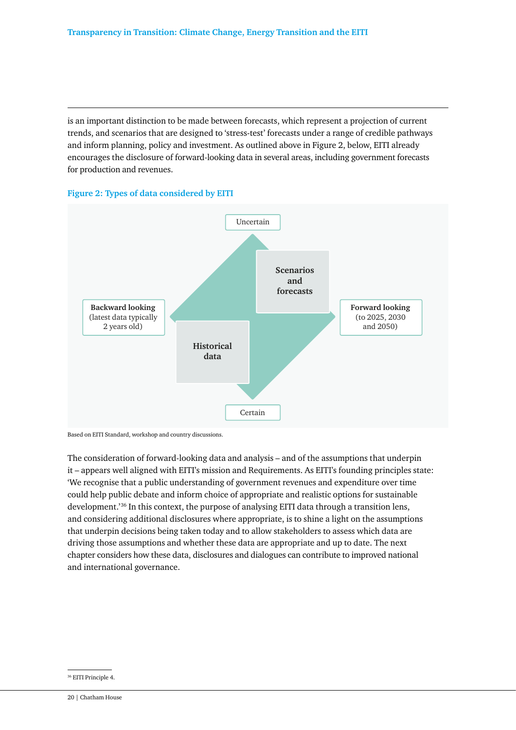is an important distinction to be made between forecasts, which represent a projection of current trends, and scenarios that are designed to 'stress-test' forecasts under a range of credible pathways and inform planning, policy and investment. As outlined above in Figure 2, below, EITI already encourages the disclosure of forward-looking data in several areas, including government forecasts for production and revenues.

**Figure 2: Types of data considered by EITI**

Uncertain

**Scenarios and forecasts**

**Backward looking** (latest data typically 2 years old)

**Forward looking** (to 2025, 2030 and 2050)

**Historical data**

Certain

Based on EITI Standard, workshop and country discussions.

The consideration of forward-looking data and analysis – and of the assumptions that underpin it – appears well aligned with EITI's mission and Requirements. As EITI's founding principles state: 'We recognise that a public understanding of government revenues and expenditure over time could help public debate and inform choice of appropriate and realistic options for sustainable development.'[36] In this context, the purpose of analysing EITI data through a transition lens, and considering additional disclosures where appropriate, is to shine a light on the assumptions that underpin decisions being taken today and to allow stakeholders to assess which data are driving those assumptions and whether these data are appropriate and up to date. The next chapter considers how these data, disclosures and dialogues can contribute to improved national and international governance.

[36] EITI Principle 4.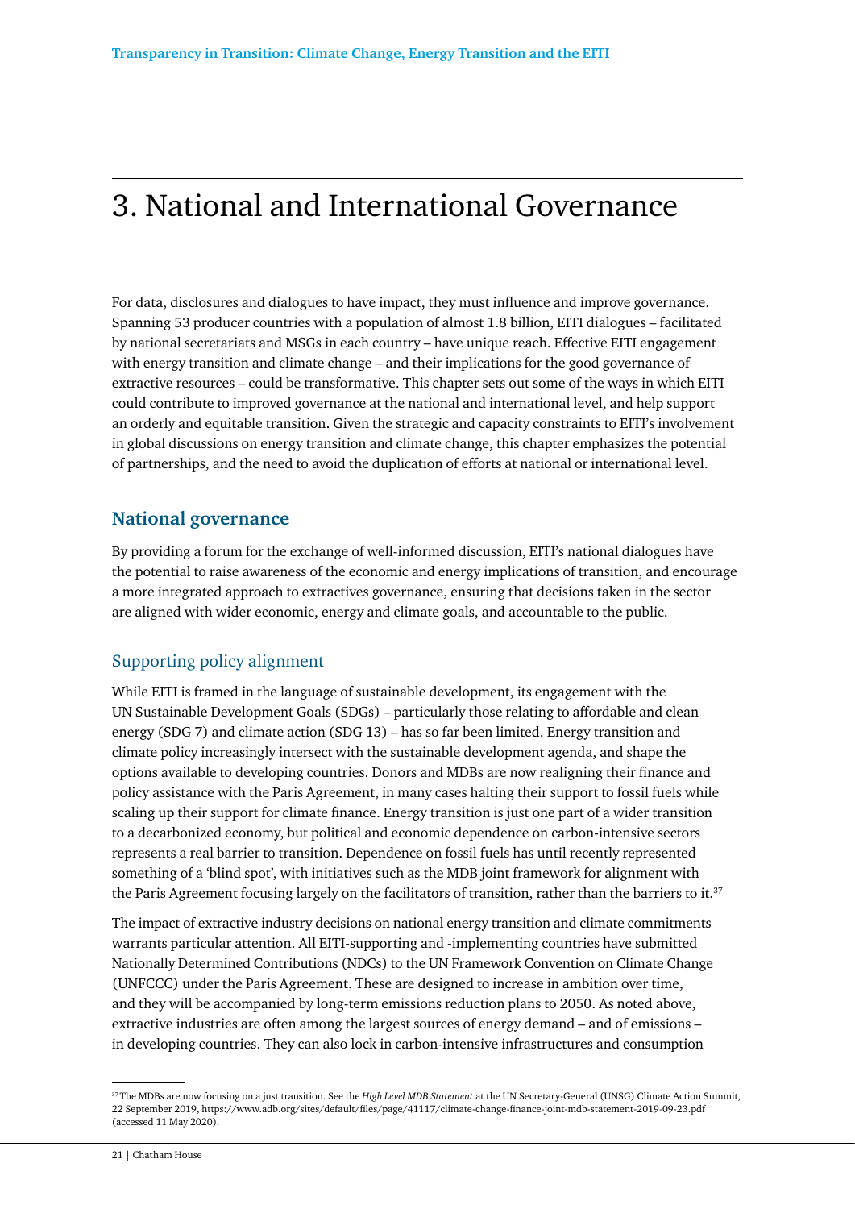# 3. National and International Governance

For data, disclosures and dialogues to have impact, they must influence and improve governance. Spanning 53 producer countries with a population of almost 1.8 billion, EITI dialogues – facilitated by national secretariats and MSGs in each country – have unique reach. Effective EITI engagement with energy transition and climate change – and their implications for the good governance of extractive resources – could be transformative. This chapter sets out some of the ways in which EITI could contribute to improved governance at the national and international level, and help support an orderly and equitable transition. Given the strategic and capacity constraints to EITI's involvement in global discussions on energy transition and climate change, this chapter emphasizes the potential of partnerships, and the need to avoid the duplication of efforts at national or international level.

## National governance

By providing a forum for the exchange of well-informed discussion, EITI's national dialogues have the potential to raise awareness of the economic and energy implications of transition, and encourage a more integrated approach to extractives governance, ensuring that decisions taken in the sector are aligned with wider economic, energy and climate goals, and accountable to the public.

### Supporting policy alignment

While EITI is framed in the language of sustainable development, its engagement with the UN Sustainable Development Goals (SDGs) – particularly those relating to affordable and clean energy (SDG 7) and climate action (SDG 13) – has so far been limited. Energy transition and climate policy increasingly intersect with the sustainable development agenda, and shape the options available to developing countries. Donors and MDBs are now realigning their finance and policy assistance with the Paris Agreement, in many cases halting their support to fossil fuels while scaling up their support for climate finance. Energy transition is just one part of a wider transition to a decarbonized economy, but political and economic dependence on carbon-intensive sectors represents a real barrier to transition. Dependence on fossil fuels has until recently represented something of a 'blind spot', with initiatives such as the MDB joint framework for alignment with the Paris Agreement focusing largely on the facilitators of transition, rather than the barriers to it.[37]

The impact of extractive industry decisions on national energy transition and climate commitments warrants particular attention. All EITI-supporting and -implementing countries have submitted Nationally Determined Contributions (NDCs) to the UN Framework Convention on Climate Change (UNFCCC) under the Paris Agreement. These are designed to increase in ambition over time, and they will be accompanied by long-term emissions reduction plans to 2050. As noted above, extractive industries are often among the largest sources of energy demand – and of emissions – in developing countries. They can also lock in carbon-intensive infrastructures and consumption

---

[37] The MDBs are now focusing on a just transition. See the *High Level MDB Statement* at the UN Secretary-General (UNSG) Climate Action Summit, 22 September 2019, https://www.adb.org/sites/default/files/page/41117/climate-change-finance-joint-mdb-statement-2019-09-23.pdf (accessed 11 May 2020).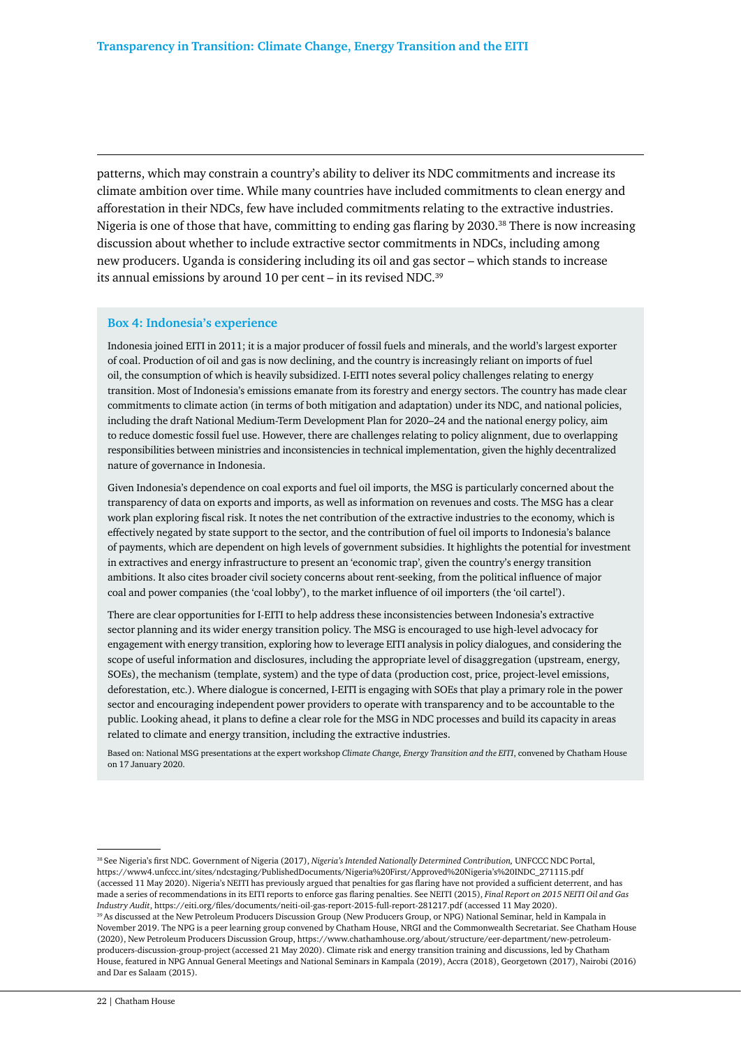patterns, which may constrain a country's ability to deliver its NDC commitments and increase its climate ambition over time. While many countries have included commitments to clean energy and afforestation in their NDCs, few have included commitments relating to the extractive industries. Nigeria is one of those that have, committing to ending gas flaring by 2030.[38] There is now increasing discussion about whether to include extractive sector commitments in NDCs, including among new producers. Uganda is considering including its oil and gas sector – which stands to increase its annual emissions by around 10 per cent – in its revised NDC.[39]

### Box 4: Indonesia's experience

Indonesia joined EITI in 2011; it is a major producer of fossil fuels and minerals, and the world's largest exporter of coal. Production of oil and gas is now declining, and the country is increasingly reliant on imports of fuel oil, the consumption of which is heavily subsidized. I-EITI notes several policy challenges relating to energy transition. Most of Indonesia's emissions emanate from its forestry and energy sectors. The country has made clear commitments to climate action (in terms of both mitigation and adaptation) under its NDC, and national policies, including the draft National Medium-Term Development Plan for 2020–24 and the national energy policy, aim to reduce domestic fossil fuel use. However, there are challenges relating to policy alignment, due to overlapping responsibilities between ministries and inconsistencies in technical implementation, given the highly decentralized nature of governance in Indonesia.

Given Indonesia's dependence on coal exports and fuel oil imports, the MSG is particularly concerned about the transparency of data on exports and imports, as well as information on revenues and costs. The MSG has a clear work plan exploring fiscal risk. It notes the net contribution of the extractive industries to the economy, which is effectively negated by state support to the sector, and the contribution of fuel oil imports to Indonesia's balance of payments, which are dependent on high levels of government subsidies. It highlights the potential for investment in extractives and energy infrastructure to present an 'economic trap', given the country's energy transition ambitions. It also cites broader civil society concerns about rent-seeking, from the political influence of major coal and power companies (the 'coal lobby'), to the market influence of oil importers (the 'oil cartel').

There are clear opportunities for I-EITI to help address these inconsistencies between Indonesia's extractive sector planning and its wider energy transition policy. The MSG is encouraged to use high-level advocacy for engagement with energy transition, exploring how to leverage EITI analysis in policy dialogues, and considering the scope of useful information and disclosures, including the appropriate level of disaggregation (upstream, energy, SOEs), the mechanism (template, system) and the type of data (production cost, price, project-level emissions, deforestation, etc.). Where dialogue is concerned, I-EITI is engaging with SOEs that play a primary role in the power sector and encouraging independent power providers to operate with transparency and to be accountable to the public. Looking ahead, it plans to define a clear role for the MSG in NDC processes and build its capacity in areas related to climate and energy transition, including the extractive industries.

Based on: National MSG presentations at the expert workshop *Climate Change, Energy Transition and the EITI*, convened by Chatham House on 17 January 2020.

---

[38] See Nigeria's first NDC. Government of Nigeria (2017), *Nigeria's Intended Nationally Determined Contribution,* UNFCCC NDC Portal, https://www4.unfccc.int/sites/ndcstaging/PublishedDocuments/Nigeria%20First/Approved%20Nigeria's%20INDC_271115.pdf (accessed 11 May 2020). Nigeria's NEITI has previously argued that penalties for gas flaring have not provided a sufficient deterrent, and has made a series of recommendations in its EITI reports to enforce gas flaring penalties. See NEITI (2015), *Final Report on 2015 NEITI Oil and Gas Industry Audit*, https://eiti.org/files/documents/neiti-oil-gas-report-2015-full-report-281217.pdf (accessed 11 May 2020).

[39] As discussed at the New Petroleum Producers Discussion Group (New Producers Group, or NPG) National Seminar, held in Kampala in November 2019. The NPG is a peer learning group convened by Chatham House, NRGI and the Commonwealth Secretariat. See Chatham House (2020), New Petroleum Producers Discussion Group, https://www.chathamhouse.org/about/structure/eer-department/new-petroleum-producers-discussion-group-project (accessed 21 May 2020). Climate risk and energy transition training and discussions, led by Chatham House, featured in NPG Annual General Meetings and National Seminars in Kampala (2019), Accra (2018), Georgetown (2017), Nairobi (2016) and Dar es Salaam (2015).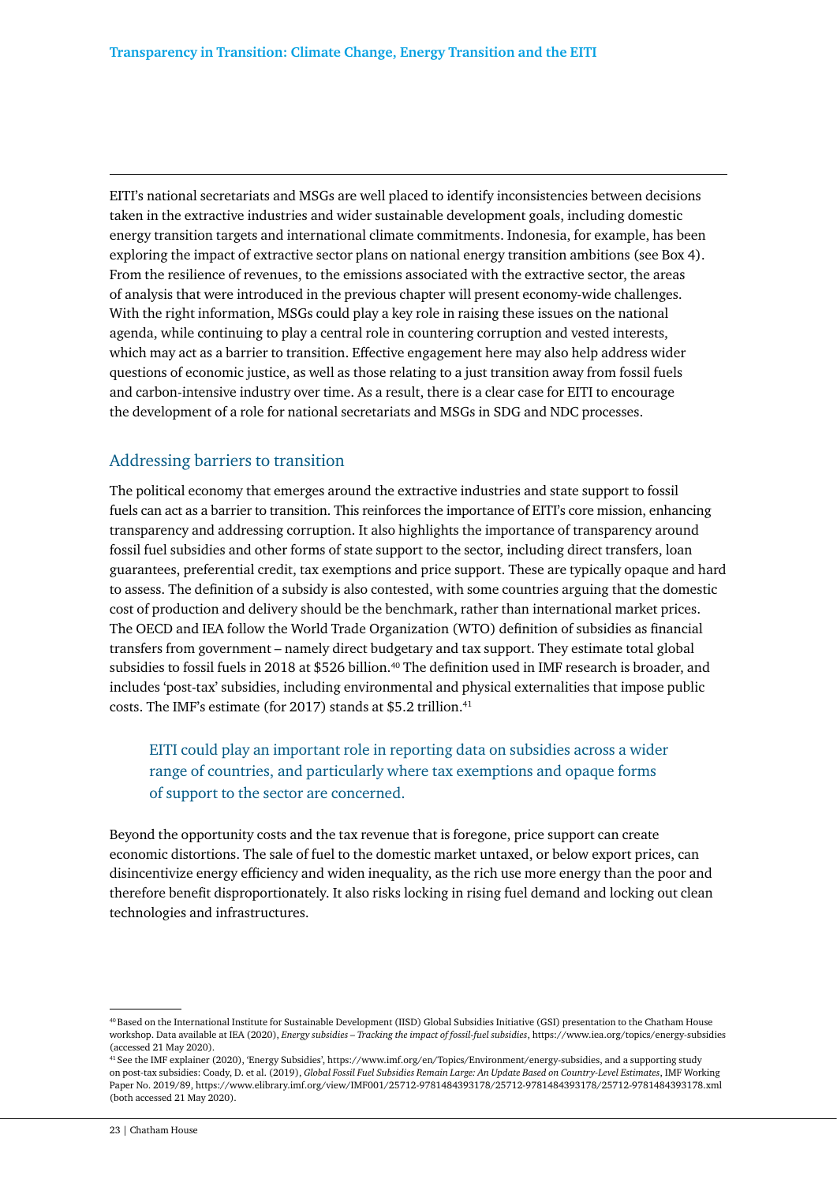EITI's national secretariats and MSGs are well placed to identify inconsistencies between decisions taken in the extractive industries and wider sustainable development goals, including domestic energy transition targets and international climate commitments. Indonesia, for example, has been exploring the impact of extractive sector plans on national energy transition ambitions (see Box 4). From the resilience of revenues, to the emissions associated with the extractive sector, the areas of analysis that were introduced in the previous chapter will present economy-wide challenges. With the right information, MSGs could play a key role in raising these issues on the national agenda, while continuing to play a central role in countering corruption and vested interests, which may act as a barrier to transition. Effective engagement here may also help address wider questions of economic justice, as well as those relating to a just transition away from fossil fuels and carbon-intensive industry over time. As a result, there is a clear case for EITI to encourage the development of a role for national secretariats and MSGs in SDG and NDC processes.

## Addressing barriers to transition

The political economy that emerges around the extractive industries and state support to fossil fuels can act as a barrier to transition. This reinforces the importance of EITI's core mission, enhancing transparency and addressing corruption. It also highlights the importance of transparency around fossil fuel subsidies and other forms of state support to the sector, including direct transfers, loan guarantees, preferential credit, tax exemptions and price support. These are typically opaque and hard to assess. The definition of a subsidy is also contested, with some countries arguing that the domestic cost of production and delivery should be the benchmark, rather than international market prices. The OECD and IEA follow the World Trade Organization (WTO) definition of subsidies as financial transfers from government – namely direct budgetary and tax support. They estimate total global subsidies to fossil fuels in 2018 at $526 billion.[40] The definition used in IMF research is broader, and includes 'post-tax' subsidies, including environmental and physical externalities that impose public costs. The IMF's estimate (for 2017) stands at $5.2 trillion.[41]

> EITI could play an important role in reporting data on subsidies across a wider range of countries, and particularly where tax exemptions and opaque forms of support to the sector are concerned.

Beyond the opportunity costs and the tax revenue that is foregone, price support can create economic distortions. The sale of fuel to the domestic market untaxed, or below export prices, can disincentivize energy efficiency and widen inequality, as the rich use more energy than the poor and therefore benefit disproportionately. It also risks locking in rising fuel demand and locking out clean technologies and infrastructures.

---

[40] Based on the International Institute for Sustainable Development (IISD) Global Subsidies Initiative (GSI) presentation to the Chatham House workshop. Data available at IEA (2020), *Energy subsidies – Tracking the impact of fossil-fuel subsidies*, https://www.iea.org/topics/energy-subsidies (accessed 21 May 2020).

[41] See the IMF explainer (2020), 'Energy Subsidies', https://www.imf.org/en/Topics/Environment/energy-subsidies, and a supporting study on post-tax subsidies: Coady, D. et al. (2019), *Global Fossil Fuel Subsidies Remain Large: An Update Based on Country-Level Estimates*, IMF Working Paper No. 2019/89, https://www.elibrary.imf.org/view/IMF001/25712-9781484393178/25712-9781484393178/25712-9781484393178.xml (both accessed 21 May 2020).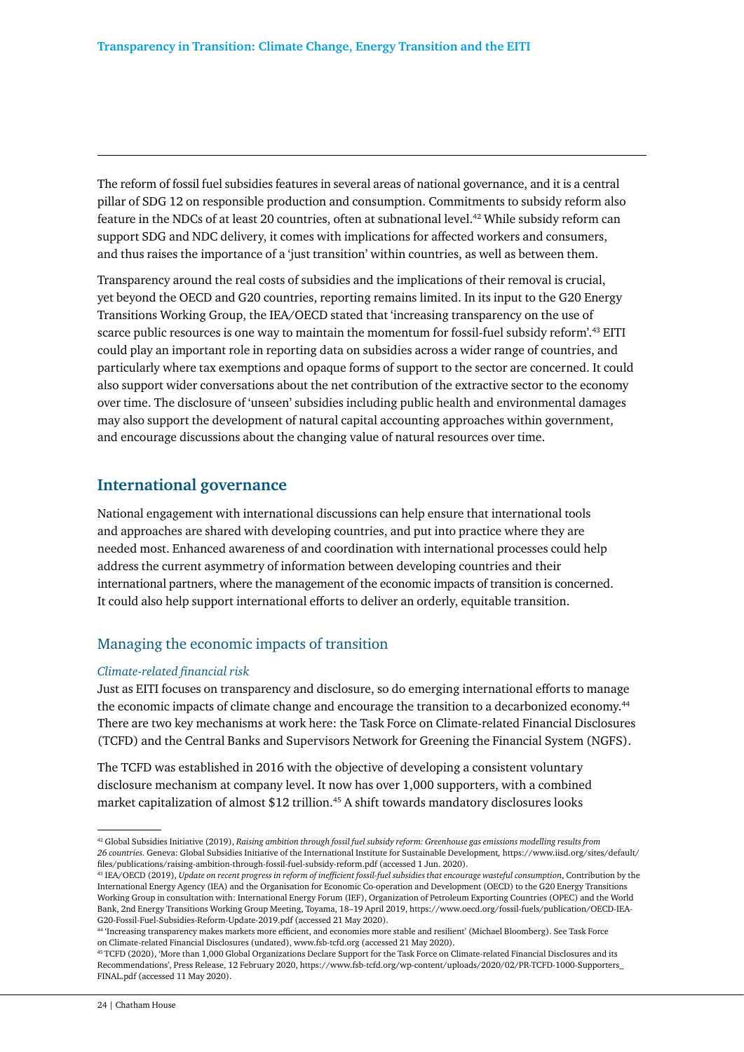The reform of fossil fuel subsidies features in several areas of national governance, and it is a central pillar of SDG 12 on responsible production and consumption. Commitments to subsidy reform also feature in the NDCs of at least 20 countries, often at subnational level.[42] While subsidy reform can support SDG and NDC delivery, it comes with implications for affected workers and consumers, and thus raises the importance of a 'just transition' within countries, as well as between them.

Transparency around the real costs of subsidies and the implications of their removal is crucial, yet beyond the OECD and G20 countries, reporting remains limited. In its input to the G20 Energy Transitions Working Group, the IEA/OECD stated that 'increasing transparency on the use of scarce public resources is one way to maintain the momentum for fossil-fuel subsidy reform'.[43] EITI could play an important role in reporting data on subsidies across a wider range of countries, and particularly where tax exemptions and opaque forms of support to the sector are concerned. It could also support wider conversations about the net contribution of the extractive sector to the economy over time. The disclosure of 'unseen' subsidies including public health and environmental damages may also support the development of natural capital accounting approaches within government, and encourage discussions about the changing value of natural resources over time.

## International governance

National engagement with international discussions can help ensure that international tools and approaches are shared with developing countries, and put into practice where they are needed most. Enhanced awareness of and coordination with international processes could help address the current asymmetry of information between developing countries and their international partners, where the management of the economic impacts of transition is concerned. It could also help support international efforts to deliver an orderly, equitable transition.

### Managing the economic impacts of transition

*Climate-related financial risk*

Just as EITI focuses on transparency and disclosure, so do emerging international efforts to manage the economic impacts of climate change and encourage the transition to a decarbonized economy.[44] There are two key mechanisms at work here: the Task Force on Climate-related Financial Disclosures (TCFD) and the Central Banks and Supervisors Network for Greening the Financial System (NGFS).

The TCFD was established in 2016 with the objective of developing a consistent voluntary disclosure mechanism at company level. It now has over 1,000 supporters, with a combined market capitalization of almost $12 trillion.[45] A shift towards mandatory disclosures looks

---

[42] Global Subsidies Initiative (2019), *Raising ambition through fossil fuel subsidy reform: Greenhouse gas emissions modelling results from 26 countries*. Geneva: Global Subsidies Initiative of the International Institute for Sustainable Development, https://www.iisd.org/sites/default/files/publications/raising-ambition-through-fossil-fuel-subsidy-reform.pdf (accessed 1 Jun. 2020).

[43] IEA/OECD (2019), *Update on recent progress in reform of inefficient fossil-fuel subsidies that encourage wasteful consumption*, Contribution by the International Energy Agency (IEA) and the Organisation for Economic Co-operation and Development (OECD) to the G20 Energy Transitions Working Group in consultation with: International Energy Forum (IEF), Organization of Petroleum Exporting Countries (OPEC) and the World Bank, 2nd Energy Transitions Working Group Meeting, Toyama, 18–19 April 2019, https://www.oecd.org/fossil-fuels/publication/OECD-IEA-G20-Fossil-Fuel-Subsidies-Reform-Update-2019.pdf (accessed 21 May 2020).

[44] 'Increasing transparency makes markets more efficient, and economies more stable and resilient' (Michael Bloomberg). See Task Force on Climate-related Financial Disclosures (undated), www.fsb-tcfd.org (accessed 21 May 2020).

[45] TCFD (2020), 'More than 1,000 Global Organizations Declare Support for the Task Force on Climate-related Financial Disclosures and its Recommendations', Press Release, 12 February 2020, https://www.fsb-tcfd.org/wp-content/uploads/2020/02/PR-TCFD-1000-Supporters_FINAL.pdf (accessed 11 May 2020).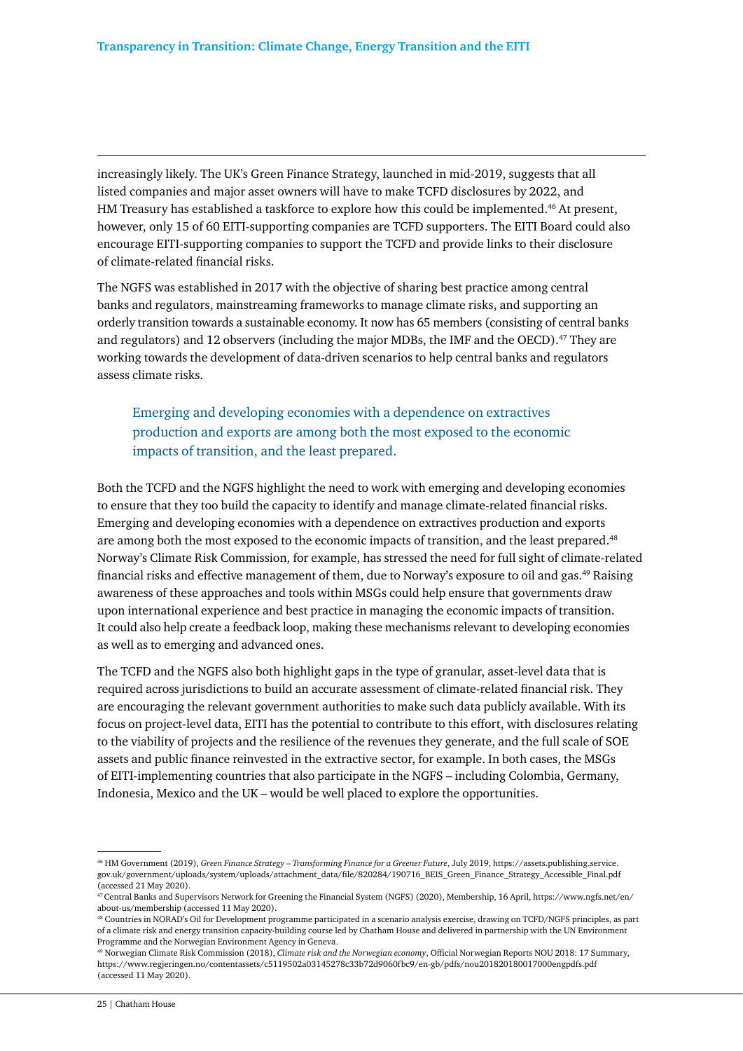increasingly likely. The UK's Green Finance Strategy, launched in mid-2019, suggests that all listed companies and major asset owners will have to make TCFD disclosures by 2022, and HM Treasury has established a taskforce to explore how this could be implemented.[46] At present, however, only 15 of 60 EITI-supporting companies are TCFD supporters. The EITI Board could also encourage EITI-supporting companies to support the TCFD and provide links to their disclosure of climate-related financial risks.

The NGFS was established in 2017 with the objective of sharing best practice among central banks and regulators, mainstreaming frameworks to manage climate risks, and supporting an orderly transition towards a sustainable economy. It now has 65 members (consisting of central banks and regulators) and 12 observers (including the major MDBs, the IMF and the OECD).[47] They are working towards the development of data-driven scenarios to help central banks and regulators assess climate risks.

> Emerging and developing economies with a dependence on extractives production and exports are among both the most exposed to the economic impacts of transition, and the least prepared.

Both the TCFD and the NGFS highlight the need to work with emerging and developing economies to ensure that they too build the capacity to identify and manage climate-related financial risks. Emerging and developing economies with a dependence on extractives production and exports are among both the most exposed to the economic impacts of transition, and the least prepared.[48] Norway's Climate Risk Commission, for example, has stressed the need for full sight of climate-related financial risks and effective management of them, due to Norway's exposure to oil and gas.[49] Raising awareness of these approaches and tools within MSGs could help ensure that governments draw upon international experience and best practice in managing the economic impacts of transition. It could also help create a feedback loop, making these mechanisms relevant to developing economies as well as to emerging and advanced ones.

The TCFD and the NGFS also both highlight gaps in the type of granular, asset-level data that is required across jurisdictions to build an accurate assessment of climate-related financial risk. They are encouraging the relevant government authorities to make such data publicly available. With its focus on project-level data, EITI has the potential to contribute to this effort, with disclosures relating to the viability of projects and the resilience of the revenues they generate, and the full scale of SOE assets and public finance reinvested in the extractive sector, for example. In both cases, the MSGs of EITI-implementing countries that also participate in the NGFS – including Colombia, Germany, Indonesia, Mexico and the UK – would be well placed to explore the opportunities.

---

[46] HM Government (2019), *Green Finance Strategy – Transforming Finance for a Greener Future*, July 2019, https://assets.publishing.service.gov.uk/government/uploads/system/uploads/attachment_data/file/820284/190716_BEIS_Green_Finance_Strategy_Accessible_Final.pdf (accessed 21 May 2020).

[47] Central Banks and Supervisors Network for Greening the Financial System (NGFS) (2020), Membership, 16 April, https://www.ngfs.net/en/about-us/membership (accessed 11 May 2020).

[48] Countries in NORAD's Oil for Development programme participated in a scenario analysis exercise, drawing on TCFD/NGFS principles, as part of a climate risk and energy transition capacity-building course led by Chatham House and delivered in partnership with the UN Environment Programme and the Norwegian Environment Agency in Geneva.

[49] Norwegian Climate Risk Commission (2018), *Climate risk and the Norwegian economy*, Official Norwegian Reports NOU 2018: 17 Summary, https://www.regjeringen.no/contentassets/c5119502a03145278c33b72d9060fbc9/en-gb/pdfs/nou201820180017000engpdfs.pdf (accessed 11 May 2020).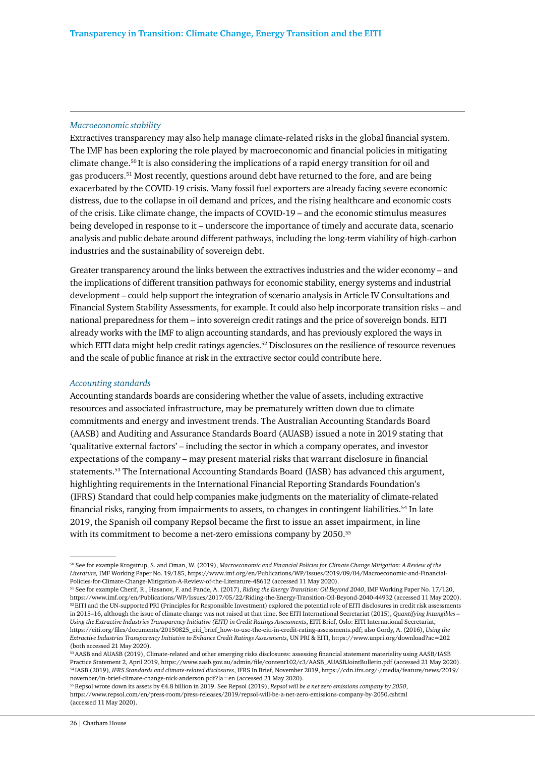*Macroeconomic stability*

Extractives transparency may also help manage climate-related risks in the global financial system. The IMF has been exploring the role played by macroeconomic and financial policies in mitigating climate change.[50] It is also considering the implications of a rapid energy transition for oil and gas producers.[51] Most recently, questions around debt have returned to the fore, and are being exacerbated by the COVID-19 crisis. Many fossil fuel exporters are already facing severe economic distress, due to the collapse in oil demand and prices, and the rising healthcare and economic costs of the crisis. Like climate change, the impacts of COVID-19 – and the economic stimulus measures being developed in response to it – underscore the importance of timely and accurate data, scenario analysis and public debate around different pathways, including the long-term viability of high-carbon industries and the sustainability of sovereign debt.

Greater transparency around the links between the extractives industries and the wider economy – and the implications of different transition pathways for economic stability, energy systems and industrial development – could help support the integration of scenario analysis in Article IV Consultations and Financial System Stability Assessments, for example. It could also help incorporate transition risks – and national preparedness for them – into sovereign credit ratings and the price of sovereign bonds. EITI already works with the IMF to align accounting standards, and has previously explored the ways in which EITI data might help credit ratings agencies.[52] Disclosures on the resilience of resource revenues and the scale of public finance at risk in the extractive sector could contribute here.

*Accounting standards*

Accounting standards boards are considering whether the value of assets, including extractive resources and associated infrastructure, may be prematurely written down due to climate commitments and energy and investment trends. The Australian Accounting Standards Board (AASB) and Auditing and Assurance Standards Board (AUASB) issued a note in 2019 stating that 'qualitative external factors' – including the sector in which a company operates, and investor expectations of the company – may present material risks that warrant disclosure in financial statements.[53] The International Accounting Standards Board (IASB) has advanced this argument, highlighting requirements in the International Financial Reporting Standards Foundation's (IFRS) Standard that could help companies make judgments on the materiality of climate-related financial risks, ranging from impairments to assets, to changes in contingent liabilities.[54] In late 2019, the Spanish oil company Repsol became the first to issue an asset impairment, in line with its commitment to become a net-zero emissions company by 2050.[55]

---

[50] See for example Krogstrup, S. and Oman, W. (2019), *Macroeconomic and Financial Policies for Climate Change Mitigation: A Review of the Literature,* IMF Working Paper No. 19/185, https://www.imf.org/en/Publications/WP/Issues/2019/09/04/Macroeconomic-and-Financial-Policies-for-Climate-Change-Mitigation-A-Review-of-the-Literature-48612 (accessed 11 May 2020).

[51] See for example Cherif, R., Hasanov, F. and Pande, A. (2017), *Riding the Energy Transition: Oil Beyond 2040*, IMF Working Paper No. 17/120, https://www.imf.org/en/Publications/WP/Issues/2017/05/22/Riding-the-Energy-Transition-Oil-Beyond-2040-44932 (accessed 11 May 2020).

[52] EITI and the UN-supported PRI (Principles for Responsible Investment) explored the potential role of EITI disclosures in credit risk assessments in 2015–16, although the issue of climate change was not raised at that time. See EITI International Secretariat (2015), *Quantifying Intangibles – Using the Extractive Industries Transparency Initiative (EITI) in Credit Ratings Assessments*, EITI Brief, Oslo: EITI International Secretariat, https://eiti.org/files/documents/20150825_eiti_brief_how-to-use-the-eiti-in-credit-rating-assessments.pdf; also Gordy, A. (2016), *Using the Extractive Industries Transparency Initiative to Enhance Credit Ratings Assessments*, UN PRI & EITI, https://www.unpri.org/download?ac=202 (both accessed 21 May 2020).

[53] AASB and AUASB (2019), Climate-related and other emerging risks disclosures: assessing financial statement materiality using AASB/IASB Practice Statement 2, April 2019, https://www.aasb.gov.au/admin/file/content102/c3/AASB_AUASBJointBulletin.pdf (accessed 21 May 2020).

[54] IASB (2019), *IFRS Standards and climate-related disclosures*, IFRS In Brief, November 2019, https://cdn.ifrs.org/-/media/feature/news/2019/november/in-brief-climate-change-nick-anderson.pdf?la=en (accessed 21 May 2020).

[55] Repsol wrote down its assets by €4.8 billion in 2019. See Repsol (2019), *Repsol will be a net zero emissions company by 2050*, https://www.repsol.com/en/press-room/press-releases/2019/repsol-will-be-a-net-zero-emissions-company-by-2050.cshtml (accessed 11 May 2020).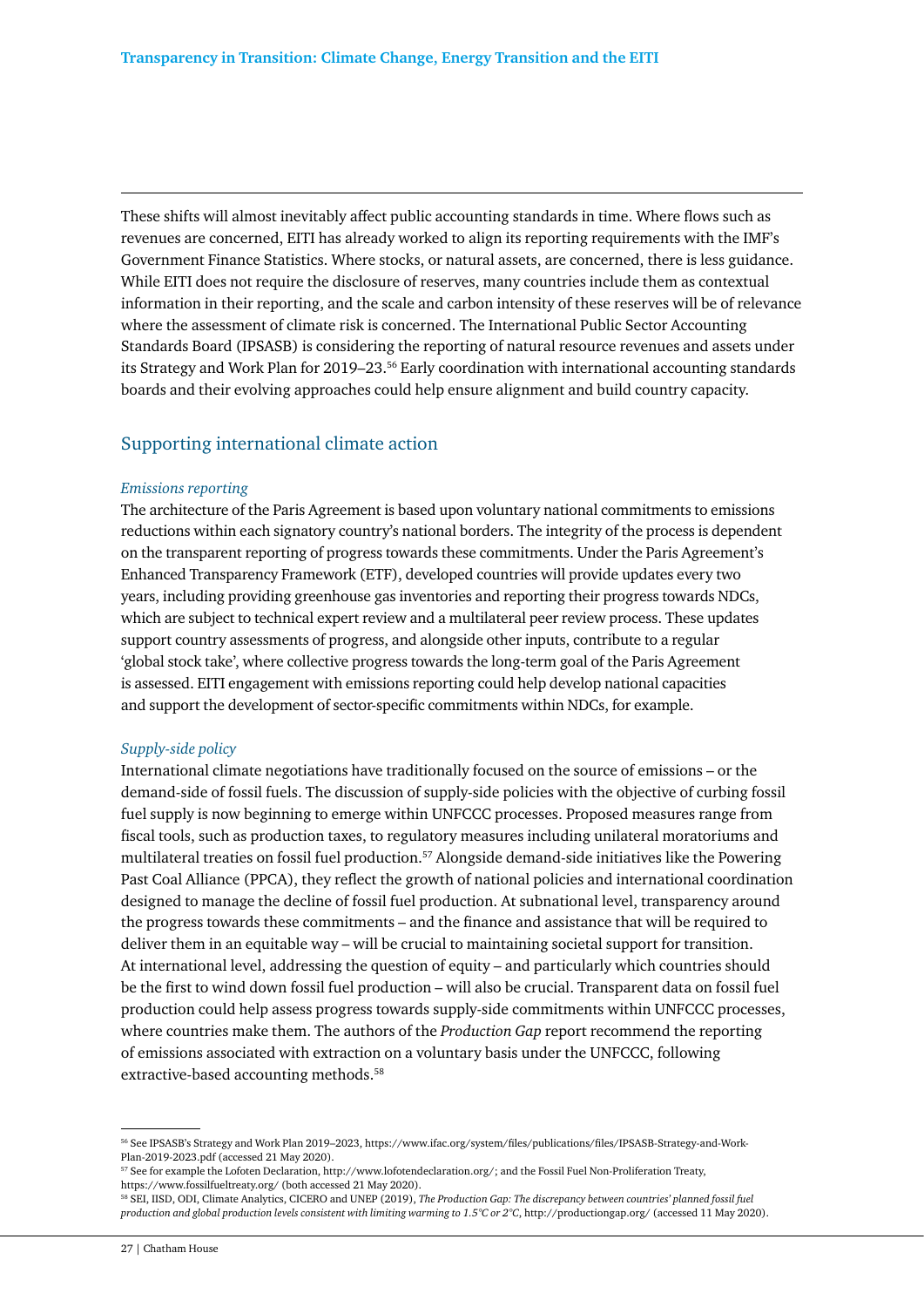These shifts will almost inevitably affect public accounting standards in time. Where flows such as revenues are concerned, EITI has already worked to align its reporting requirements with the IMF's Government Finance Statistics. Where stocks, or natural assets, are concerned, there is less guidance. While EITI does not require the disclosure of reserves, many countries include them as contextual information in their reporting, and the scale and carbon intensity of these reserves will be of relevance where the assessment of climate risk is concerned. The International Public Sector Accounting Standards Board (IPSASB) is considering the reporting of natural resource revenues and assets under its Strategy and Work Plan for 2019–23.[56] Early coordination with international accounting standards boards and their evolving approaches could help ensure alignment and build country capacity.

## Supporting international climate action

### *Emissions reporting*

The architecture of the Paris Agreement is based upon voluntary national commitments to emissions reductions within each signatory country's national borders. The integrity of the process is dependent on the transparent reporting of progress towards these commitments. Under the Paris Agreement's Enhanced Transparency Framework (ETF), developed countries will provide updates every two years, including providing greenhouse gas inventories and reporting their progress towards NDCs, which are subject to technical expert review and a multilateral peer review process. These updates support country assessments of progress, and alongside other inputs, contribute to a regular 'global stock take', where collective progress towards the long-term goal of the Paris Agreement is assessed. EITI engagement with emissions reporting could help develop national capacities and support the development of sector-specific commitments within NDCs, for example.

### *Supply-side policy*

International climate negotiations have traditionally focused on the source of emissions – or the demand-side of fossil fuels. The discussion of supply-side policies with the objective of curbing fossil fuel supply is now beginning to emerge within UNFCCC processes. Proposed measures range from fiscal tools, such as production taxes, to regulatory measures including unilateral moratoriums and multilateral treaties on fossil fuel production.[57] Alongside demand-side initiatives like the Powering Past Coal Alliance (PPCA), they reflect the growth of national policies and international coordination designed to manage the decline of fossil fuel production. At subnational level, transparency around the progress towards these commitments – and the finance and assistance that will be required to deliver them in an equitable way – will be crucial to maintaining societal support for transition. At international level, addressing the question of equity – and particularly which countries should be the first to wind down fossil fuel production – will also be crucial. Transparent data on fossil fuel production could help assess progress towards supply-side commitments within UNFCCC processes, where countries make them. The authors of the *Production Gap* report recommend the reporting of emissions associated with extraction on a voluntary basis under the UNFCCC, following extractive-based accounting methods.[58]

---

[56] See IPSASB's Strategy and Work Plan 2019–2023, https://www.ifac.org/system/files/publications/files/IPSASB-Strategy-and-Work-Plan-2019-2023.pdf (accessed 21 May 2020).

[57] See for example the Lofoten Declaration, http://www.lofotendeclaration.org/; and the Fossil Fuel Non-Proliferation Treaty, https://www.fossilfueltreaty.org/ (both accessed 21 May 2020).

[58] SEI, IISD, ODI, Climate Analytics, CICERO and UNEP (2019), *The Production Gap: The discrepancy between countries' planned fossil fuel production and global production levels consistent with limiting warming to 1.5°C or 2°C*, http://productiongap.org/ (accessed 11 May 2020).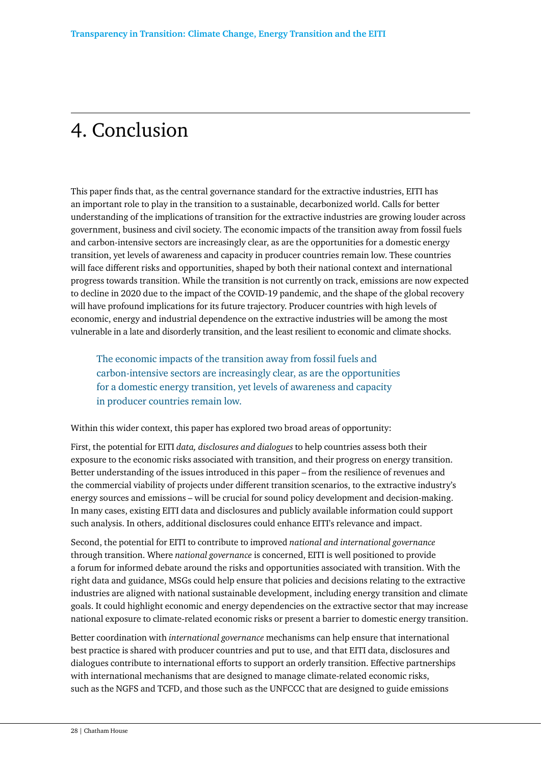# 4. Conclusion

This paper finds that, as the central governance standard for the extractive industries, EITI has an important role to play in the transition to a sustainable, decarbonized world. Calls for better understanding of the implications of transition for the extractive industries are growing louder across government, business and civil society. The economic impacts of the transition away from fossil fuels and carbon-intensive sectors are increasingly clear, as are the opportunities for a domestic energy transition, yet levels of awareness and capacity in producer countries remain low. These countries will face different risks and opportunities, shaped by both their national context and international progress towards transition. While the transition is not currently on track, emissions are now expected to decline in 2020 due to the impact of the COVID-19 pandemic, and the shape of the global recovery will have profound implications for its future trajectory. Producer countries with high levels of economic, energy and industrial dependence on the extractive industries will be among the most vulnerable in a late and disorderly transition, and the least resilient to economic and climate shocks.

> The economic impacts of the transition away from fossil fuels and carbon-intensive sectors are increasingly clear, as are the opportunities for a domestic energy transition, yet levels of awareness and capacity in producer countries remain low.

Within this wider context, this paper has explored two broad areas of opportunity:

First, the potential for EITI *data, disclosures and dialogues* to help countries assess both their exposure to the economic risks associated with transition, and their progress on energy transition. Better understanding of the issues introduced in this paper – from the resilience of revenues and the commercial viability of projects under different transition scenarios, to the extractive industry's energy sources and emissions – will be crucial for sound policy development and decision-making. In many cases, existing EITI data and disclosures and publicly available information could support such analysis. In others, additional disclosures could enhance EITI's relevance and impact.

Second, the potential for EITI to contribute to improved *national and international governance* through transition. Where *national governance* is concerned, EITI is well positioned to provide a forum for informed debate around the risks and opportunities associated with transition. With the right data and guidance, MSGs could help ensure that policies and decisions relating to the extractive industries are aligned with national sustainable development, including energy transition and climate goals. It could highlight economic and energy dependencies on the extractive sector that may increase national exposure to climate-related economic risks or present a barrier to domestic energy transition.

Better coordination with *international governance* mechanisms can help ensure that international best practice is shared with producer countries and put to use, and that EITI data, disclosures and dialogues contribute to international efforts to support an orderly transition. Effective partnerships with international mechanisms that are designed to manage climate-related economic risks, such as the NGFS and TCFD, and those such as the UNFCCC that are designed to guide emissions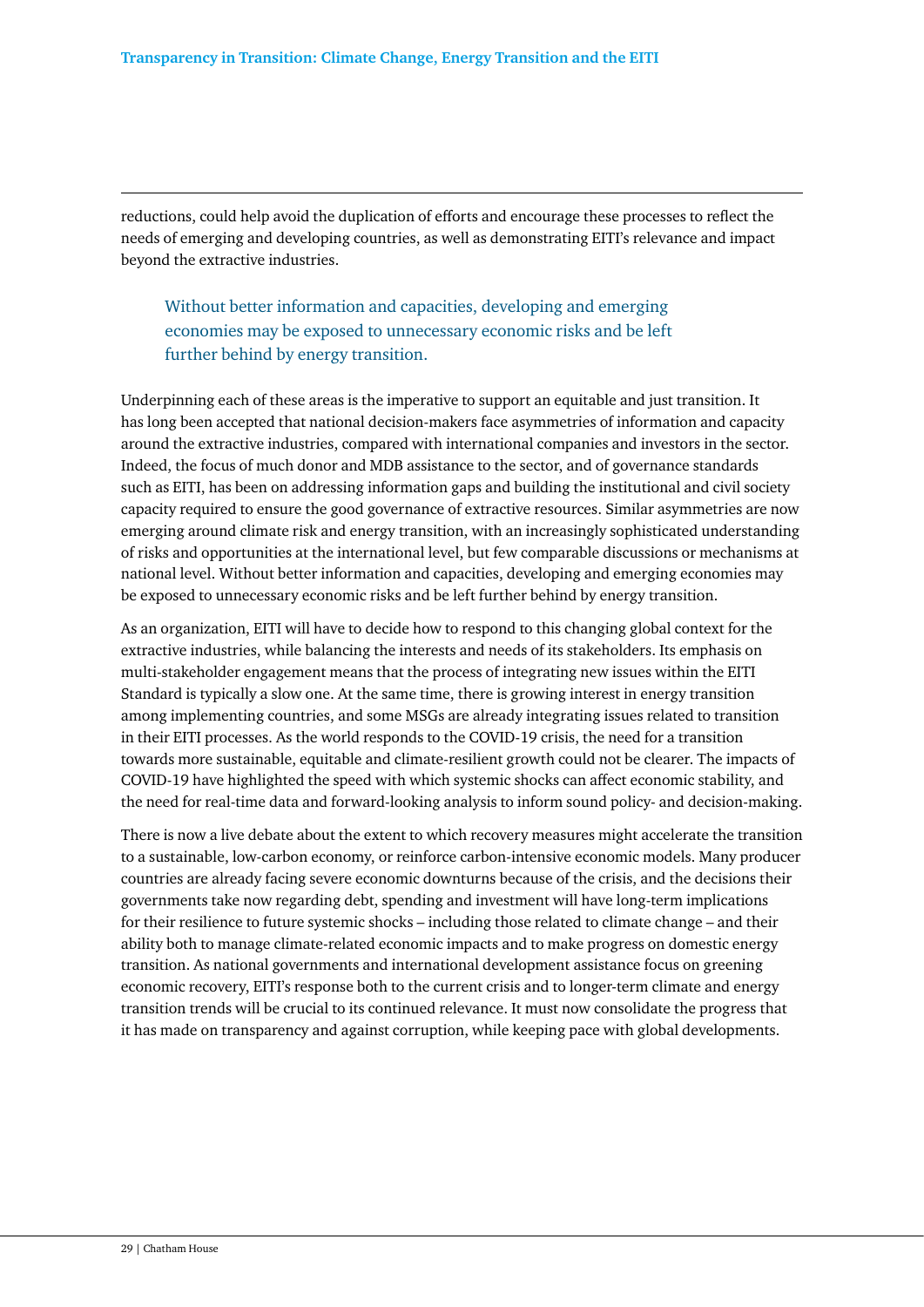reductions, could help avoid the duplication of efforts and encourage these processes to reflect the needs of emerging and developing countries, as well as demonstrating EITI's relevance and impact beyond the extractive industries.

> Without better information and capacities, developing and emerging economies may be exposed to unnecessary economic risks and be left further behind by energy transition.

Underpinning each of these areas is the imperative to support an equitable and just transition. It has long been accepted that national decision-makers face asymmetries of information and capacity around the extractive industries, compared with international companies and investors in the sector. Indeed, the focus of much donor and MDB assistance to the sector, and of governance standards such as EITI, has been on addressing information gaps and building the institutional and civil society capacity required to ensure the good governance of extractive resources. Similar asymmetries are now emerging around climate risk and energy transition, with an increasingly sophisticated understanding of risks and opportunities at the international level, but few comparable discussions or mechanisms at national level. Without better information and capacities, developing and emerging economies may be exposed to unnecessary economic risks and be left further behind by energy transition.

As an organization, EITI will have to decide how to respond to this changing global context for the extractive industries, while balancing the interests and needs of its stakeholders. Its emphasis on multi-stakeholder engagement means that the process of integrating new issues within the EITI Standard is typically a slow one. At the same time, there is growing interest in energy transition among implementing countries, and some MSGs are already integrating issues related to transition in their EITI processes. As the world responds to the COVID-19 crisis, the need for a transition towards more sustainable, equitable and climate-resilient growth could not be clearer. The impacts of COVID-19 have highlighted the speed with which systemic shocks can affect economic stability, and the need for real-time data and forward-looking analysis to inform sound policy- and decision-making.

There is now a live debate about the extent to which recovery measures might accelerate the transition to a sustainable, low-carbon economy, or reinforce carbon-intensive economic models. Many producer countries are already facing severe economic downturns because of the crisis, and the decisions their governments take now regarding debt, spending and investment will have long-term implications for their resilience to future systemic shocks – including those related to climate change – and their ability both to manage climate-related economic impacts and to make progress on domestic energy transition. As national governments and international development assistance focus on greening economic recovery, EITI's response both to the current crisis and to longer-term climate and energy transition trends will be crucial to its continued relevance. It must now consolidate the progress that it has made on transparency and against corruption, while keeping pace with global developments.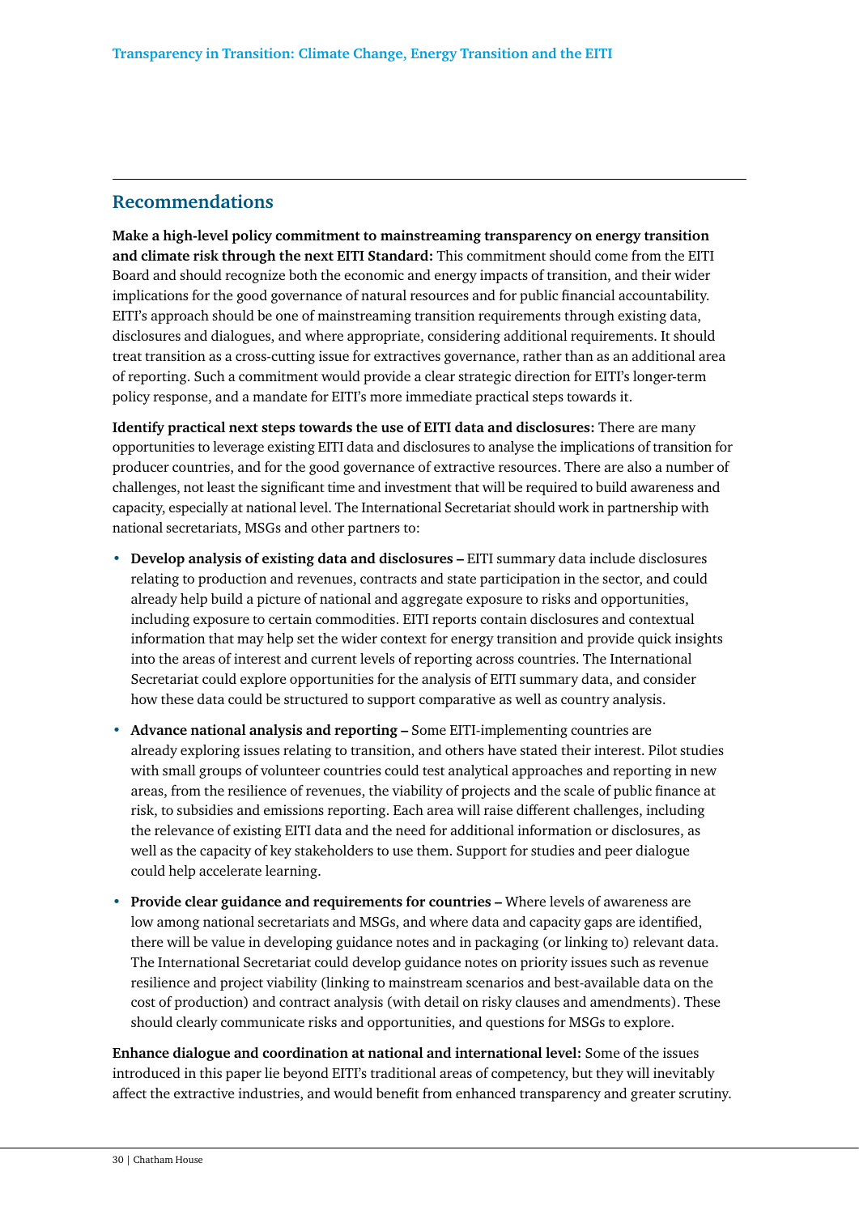## Recommendations

**Make a high-level policy commitment to mainstreaming transparency on energy transition and climate risk through the next EITI Standard:** This commitment should come from the EITI Board and should recognize both the economic and energy impacts of transition, and their wider implications for the good governance of natural resources and for public financial accountability. EITI's approach should be one of mainstreaming transition requirements through existing data, disclosures and dialogues, and where appropriate, considering additional requirements. It should treat transition as a cross-cutting issue for extractives governance, rather than as an additional area of reporting. Such a commitment would provide a clear strategic direction for EITI's longer-term policy response, and a mandate for EITI's more immediate practical steps towards it.

**Identify practical next steps towards the use of EITI data and disclosures:** There are many opportunities to leverage existing EITI data and disclosures to analyse the implications of transition for producer countries, and for the good governance of extractive resources. There are also a number of challenges, not least the significant time and investment that will be required to build awareness and capacity, especially at national level. The International Secretariat should work in partnership with national secretariats, MSGs and other partners to:

- **Develop analysis of existing data and disclosures –** EITI summary data include disclosures relating to production and revenues, contracts and state participation in the sector, and could already help build a picture of national and aggregate exposure to risks and opportunities, including exposure to certain commodities. EITI reports contain disclosures and contextual information that may help set the wider context for energy transition and provide quick insights into the areas of interest and current levels of reporting across countries. The International Secretariat could explore opportunities for the analysis of EITI summary data, and consider how these data could be structured to support comparative as well as country analysis.
- **Advance national analysis and reporting –** Some EITI-implementing countries are already exploring issues relating to transition, and others have stated their interest. Pilot studies with small groups of volunteer countries could test analytical approaches and reporting in new areas, from the resilience of revenues, the viability of projects and the scale of public finance at risk, to subsidies and emissions reporting. Each area will raise different challenges, including the relevance of existing EITI data and the need for additional information or disclosures, as well as the capacity of key stakeholders to use them. Support for studies and peer dialogue could help accelerate learning.
- **Provide clear guidance and requirements for countries –** Where levels of awareness are low among national secretariats and MSGs, and where data and capacity gaps are identified, there will be value in developing guidance notes and in packaging (or linking to) relevant data. The International Secretariat could develop guidance notes on priority issues such as revenue resilience and project viability (linking to mainstream scenarios and best-available data on the cost of production) and contract analysis (with detail on risky clauses and amendments). These should clearly communicate risks and opportunities, and questions for MSGs to explore.

**Enhance dialogue and coordination at national and international level:** Some of the issues introduced in this paper lie beyond EITI's traditional areas of competency, but they will inevitably affect the extractive industries, and would benefit from enhanced transparency and greater scrutiny.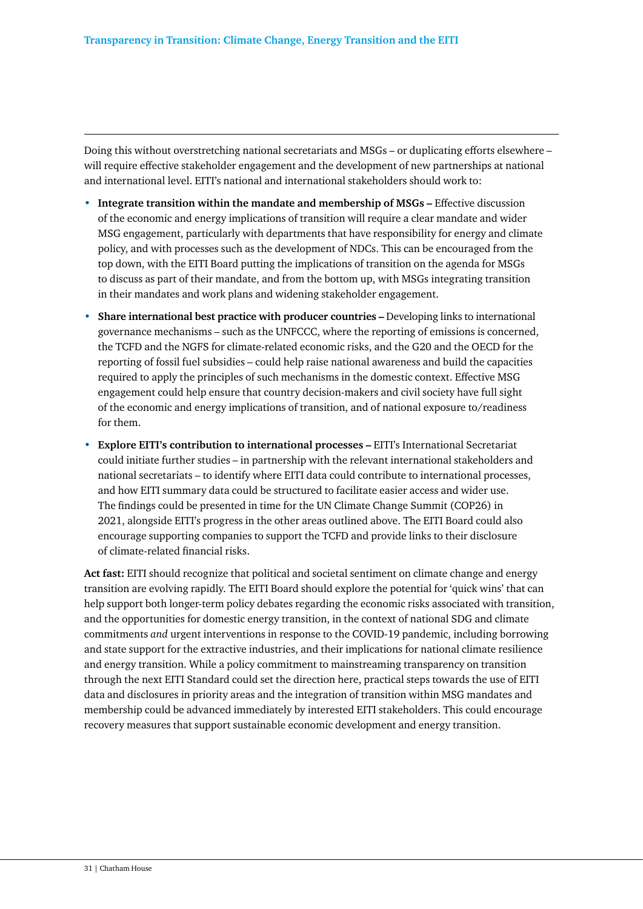Doing this without overstretching national secretariats and MSGs – or duplicating efforts elsewhere – will require effective stakeholder engagement and the development of new partnerships at national and international level. EITI's national and international stakeholders should work to:

- **Integrate transition within the mandate and membership of MSGs –** Effective discussion of the economic and energy implications of transition will require a clear mandate and wider MSG engagement, particularly with departments that have responsibility for energy and climate policy, and with processes such as the development of NDCs. This can be encouraged from the top down, with the EITI Board putting the implications of transition on the agenda for MSGs to discuss as part of their mandate, and from the bottom up, with MSGs integrating transition in their mandates and work plans and widening stakeholder engagement.
- **Share international best practice with producer countries –** Developing links to international governance mechanisms – such as the UNFCCC, where the reporting of emissions is concerned, the TCFD and the NGFS for climate-related economic risks, and the G20 and the OECD for the reporting of fossil fuel subsidies – could help raise national awareness and build the capacities required to apply the principles of such mechanisms in the domestic context. Effective MSG engagement could help ensure that country decision-makers and civil society have full sight of the economic and energy implications of transition, and of national exposure to/readiness for them.
- **Explore EITI's contribution to international processes –** EITI's International Secretariat could initiate further studies – in partnership with the relevant international stakeholders and national secretariats – to identify where EITI data could contribute to international processes, and how EITI summary data could be structured to facilitate easier access and wider use. The findings could be presented in time for the UN Climate Change Summit (COP26) in 2021, alongside EITI's progress in the other areas outlined above. The EITI Board could also encourage supporting companies to support the TCFD and provide links to their disclosure of climate-related financial risks.

**Act fast:** EITI should recognize that political and societal sentiment on climate change and energy transition are evolving rapidly. The EITI Board should explore the potential for 'quick wins' that can help support both longer-term policy debates regarding the economic risks associated with transition, and the opportunities for domestic energy transition, in the context of national SDG and climate commitments *and* urgent interventions in response to the COVID-19 pandemic, including borrowing and state support for the extractive industries, and their implications for national climate resilience and energy transition. While a policy commitment to mainstreaming transparency on transition through the next EITI Standard could set the direction here, practical steps towards the use of EITI data and disclosures in priority areas and the integration of transition within MSG mandates and membership could be advanced immediately by interested EITI stakeholders. This could encourage recovery measures that support sustainable economic development and energy transition.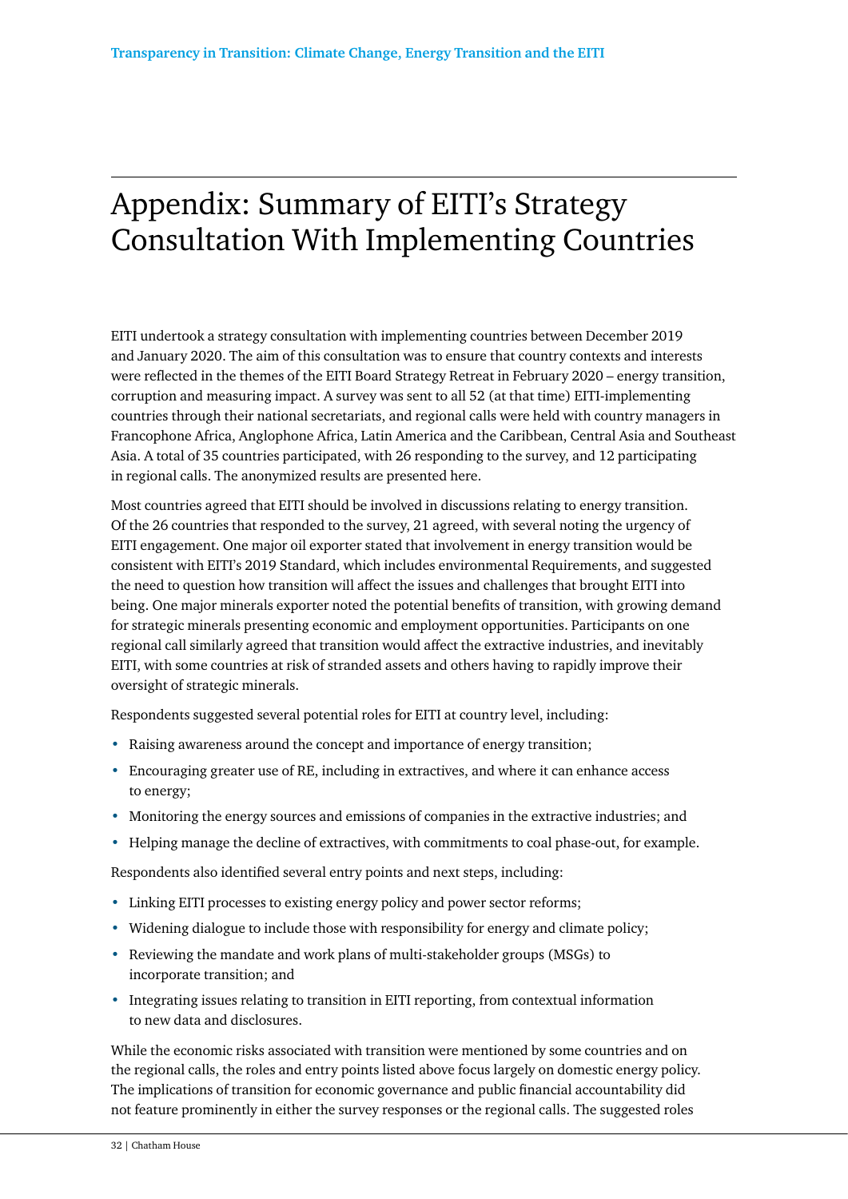# Appendix: Summary of EITI's Strategy Consultation With Implementing Countries

EITI undertook a strategy consultation with implementing countries between December 2019 and January 2020. The aim of this consultation was to ensure that country contexts and interests were reflected in the themes of the EITI Board Strategy Retreat in February 2020 – energy transition, corruption and measuring impact. A survey was sent to all 52 (at that time) EITI-implementing countries through their national secretariats, and regional calls were held with country managers in Francophone Africa, Anglophone Africa, Latin America and the Caribbean, Central Asia and Southeast Asia. A total of 35 countries participated, with 26 responding to the survey, and 12 participating in regional calls. The anonymized results are presented here.

Most countries agreed that EITI should be involved in discussions relating to energy transition. Of the 26 countries that responded to the survey, 21 agreed, with several noting the urgency of EITI engagement. One major oil exporter stated that involvement in energy transition would be consistent with EITI's 2019 Standard, which includes environmental Requirements, and suggested the need to question how transition will affect the issues and challenges that brought EITI into being. One major minerals exporter noted the potential benefits of transition, with growing demand for strategic minerals presenting economic and employment opportunities. Participants on one regional call similarly agreed that transition would affect the extractive industries, and inevitably EITI, with some countries at risk of stranded assets and others having to rapidly improve their oversight of strategic minerals.

Respondents suggested several potential roles for EITI at country level, including:

- Raising awareness around the concept and importance of energy transition;
- Encouraging greater use of RE, including in extractives, and where it can enhance access to energy;
- Monitoring the energy sources and emissions of companies in the extractive industries; and
- Helping manage the decline of extractives, with commitments to coal phase-out, for example.

Respondents also identified several entry points and next steps, including:

- Linking EITI processes to existing energy policy and power sector reforms;
- Widening dialogue to include those with responsibility for energy and climate policy;
- Reviewing the mandate and work plans of multi-stakeholder groups (MSGs) to incorporate transition; and
- Integrating issues relating to transition in EITI reporting, from contextual information to new data and disclosures.

While the economic risks associated with transition were mentioned by some countries and on the regional calls, the roles and entry points listed above focus largely on domestic energy policy. The implications of transition for economic governance and public financial accountability did not feature prominently in either the survey responses or the regional calls. The suggested roles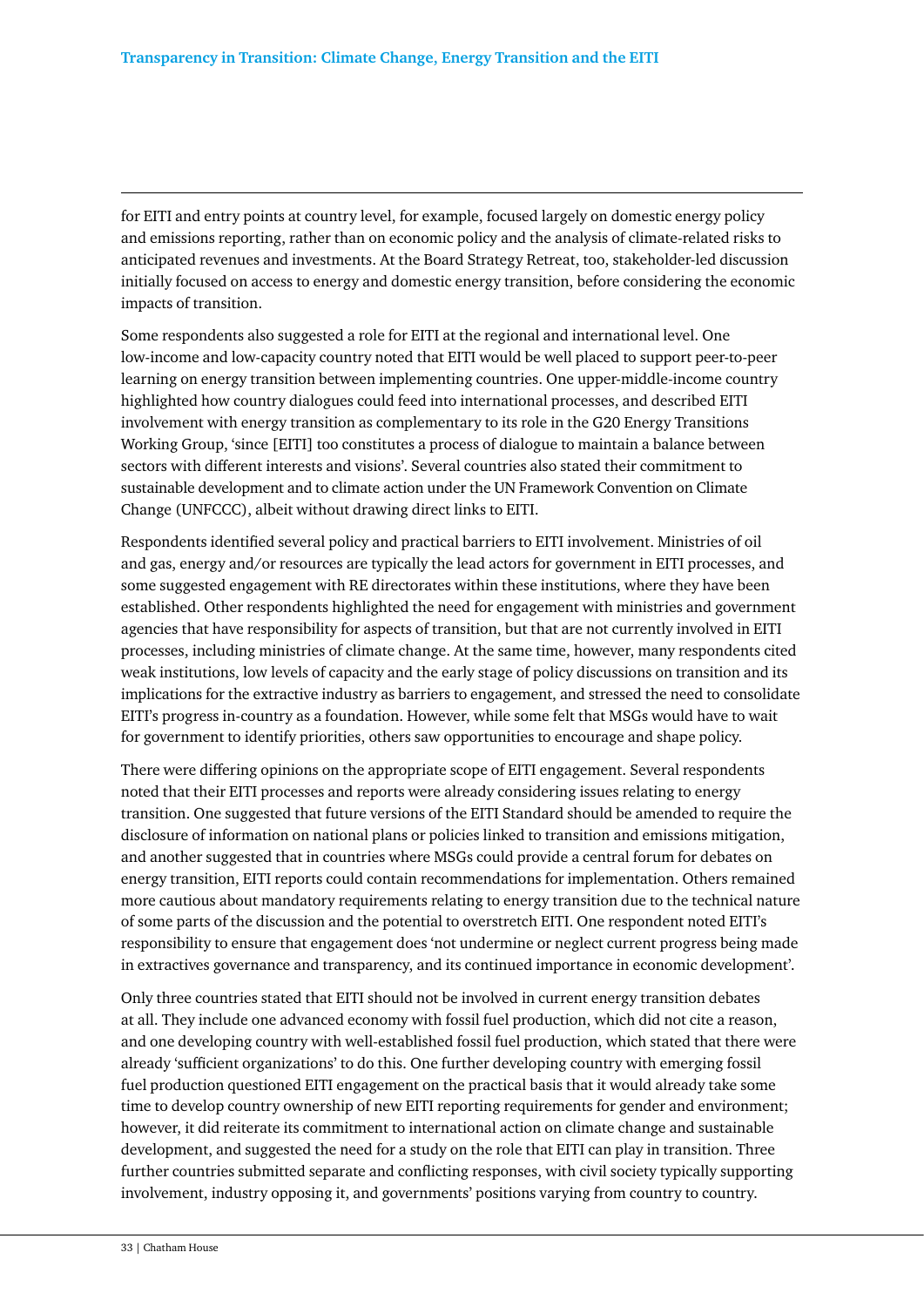for EITI and entry points at country level, for example, focused largely on domestic energy policy and emissions reporting, rather than on economic policy and the analysis of climate-related risks to anticipated revenues and investments. At the Board Strategy Retreat, too, stakeholder-led discussion initially focused on access to energy and domestic energy transition, before considering the economic impacts of transition.

Some respondents also suggested a role for EITI at the regional and international level. One low-income and low-capacity country noted that EITI would be well placed to support peer-to-peer learning on energy transition between implementing countries. One upper-middle-income country highlighted how country dialogues could feed into international processes, and described EITI involvement with energy transition as complementary to its role in the G20 Energy Transitions Working Group, 'since [EITI] too constitutes a process of dialogue to maintain a balance between sectors with different interests and visions'. Several countries also stated their commitment to sustainable development and to climate action under the UN Framework Convention on Climate Change (UNFCCC), albeit without drawing direct links to EITI.

Respondents identified several policy and practical barriers to EITI involvement. Ministries of oil and gas, energy and/or resources are typically the lead actors for government in EITI processes, and some suggested engagement with RE directorates within these institutions, where they have been established. Other respondents highlighted the need for engagement with ministries and government agencies that have responsibility for aspects of transition, but that are not currently involved in EITI processes, including ministries of climate change. At the same time, however, many respondents cited weak institutions, low levels of capacity and the early stage of policy discussions on transition and its implications for the extractive industry as barriers to engagement, and stressed the need to consolidate EITI's progress in-country as a foundation. However, while some felt that MSGs would have to wait for government to identify priorities, others saw opportunities to encourage and shape policy.

There were differing opinions on the appropriate scope of EITI engagement. Several respondents noted that their EITI processes and reports were already considering issues relating to energy transition. One suggested that future versions of the EITI Standard should be amended to require the disclosure of information on national plans or policies linked to transition and emissions mitigation, and another suggested that in countries where MSGs could provide a central forum for debates on energy transition, EITI reports could contain recommendations for implementation. Others remained more cautious about mandatory requirements relating to energy transition due to the technical nature of some parts of the discussion and the potential to overstretch EITI. One respondent noted EITI's responsibility to ensure that engagement does 'not undermine or neglect current progress being made in extractives governance and transparency, and its continued importance in economic development'.

Only three countries stated that EITI should not be involved in current energy transition debates at all. They include one advanced economy with fossil fuel production, which did not cite a reason, and one developing country with well-established fossil fuel production, which stated that there were already 'sufficient organizations' to do this. One further developing country with emerging fossil fuel production questioned EITI engagement on the practical basis that it would already take some time to develop country ownership of new EITI reporting requirements for gender and environment; however, it did reiterate its commitment to international action on climate change and sustainable development, and suggested the need for a study on the role that EITI can play in transition. Three further countries submitted separate and conflicting responses, with civil society typically supporting involvement, industry opposing it, and governments' positions varying from country to country.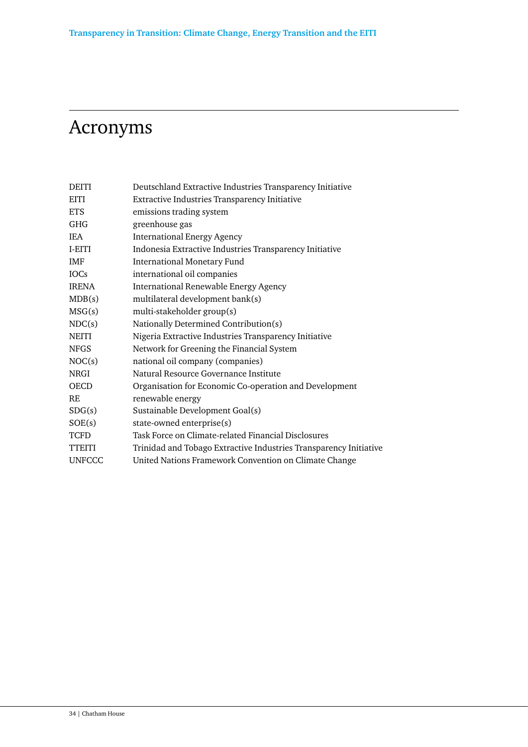# Acronyms

| | |
|---|---|
| DEITI | Deutschland Extractive Industries Transparency Initiative |
| EITI | Extractive Industries Transparency Initiative |
| ETS | emissions trading system |
| GHG | greenhouse gas |
| IEA | International Energy Agency |
| I-EITI | Indonesia Extractive Industries Transparency Initiative |
| IMF | International Monetary Fund |
| IOCs | international oil companies |
| IRENA | International Renewable Energy Agency |
| MDB(s) | multilateral development bank(s) |
| MSG(s) | multi-stakeholder group(s) |
| NDC(s) | Nationally Determined Contribution(s) |
| NEITI | Nigeria Extractive Industries Transparency Initiative |
| NFGS | Network for Greening the Financial System |
| NOC(s) | national oil company (companies) |
| NRGI | Natural Resource Governance Institute |
| OECD | Organisation for Economic Co-operation and Development |
| RE | renewable energy |
| SDG(s) | Sustainable Development Goal(s) |
| SOE(s) | state-owned enterprise(s) |
| TCFD | Task Force on Climate-related Financial Disclosures |
| TTEITI | Trinidad and Tobago Extractive Industries Transparency Initiative |
| UNFCCC | United Nations Framework Convention on Climate Change |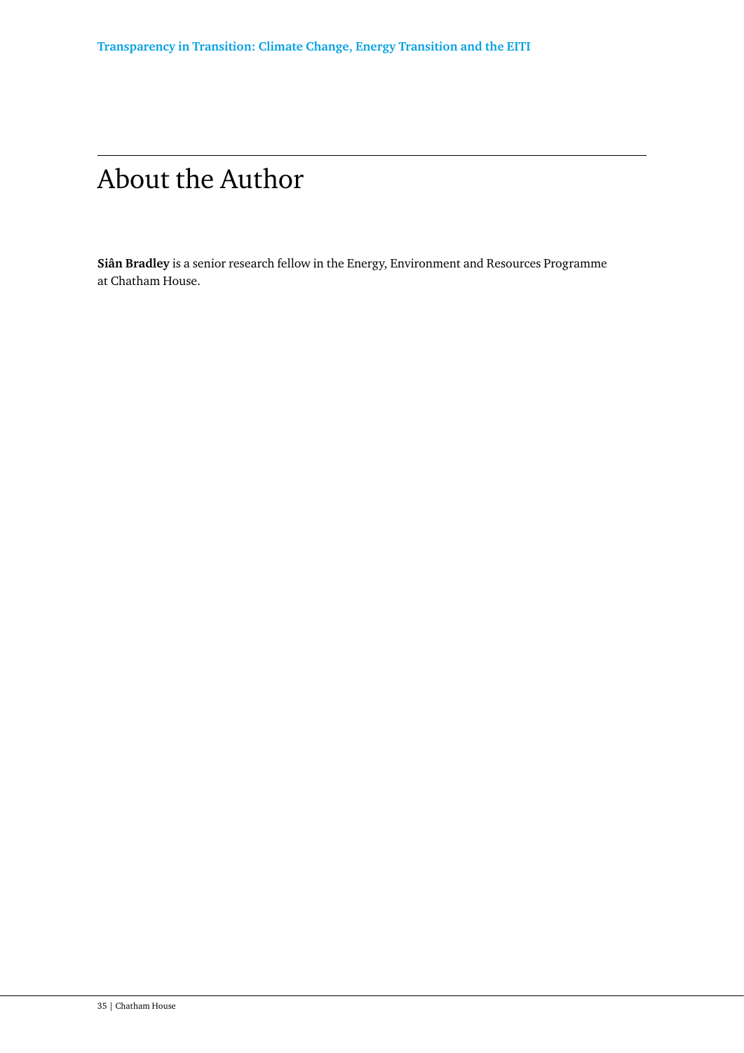# About the Author

**Siân Bradley** is a senior research fellow in the Energy, Environment and Resources Programme at Chatham House.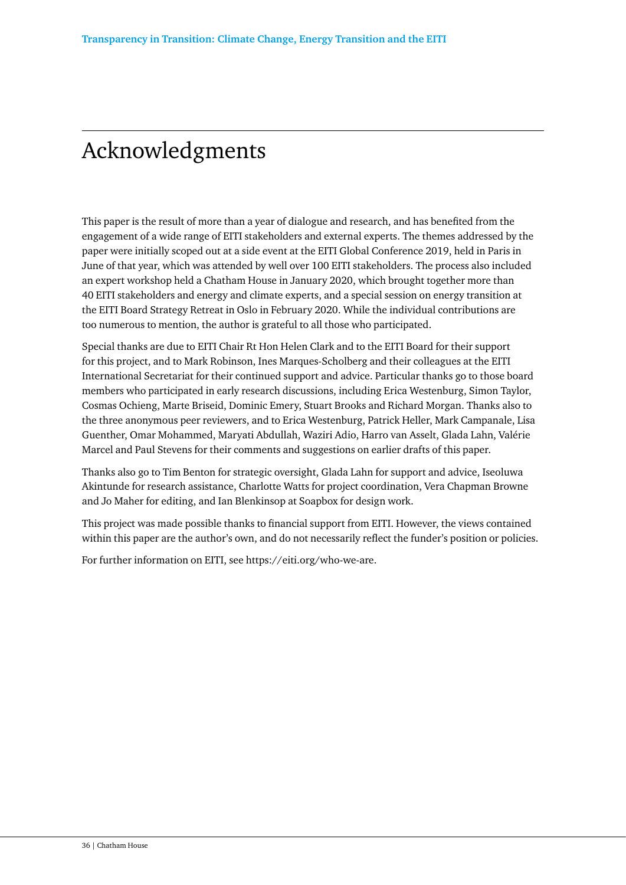# Acknowledgments

This paper is the result of more than a year of dialogue and research, and has benefited from the engagement of a wide range of EITI stakeholders and external experts. The themes addressed by the paper were initially scoped out at a side event at the EITI Global Conference 2019, held in Paris in June of that year, which was attended by well over 100 EITI stakeholders. The process also included an expert workshop held a Chatham House in January 2020, which brought together more than 40 EITI stakeholders and energy and climate experts, and a special session on energy transition at the EITI Board Strategy Retreat in Oslo in February 2020. While the individual contributions are too numerous to mention, the author is grateful to all those who participated.

Special thanks are due to EITI Chair Rt Hon Helen Clark and to the EITI Board for their support for this project, and to Mark Robinson, Ines Marques-Scholberg and their colleagues at the EITI International Secretariat for their continued support and advice. Particular thanks go to those board members who participated in early research discussions, including Erica Westenburg, Simon Taylor, Cosmas Ochieng, Marte Briseid, Dominic Emery, Stuart Brooks and Richard Morgan. Thanks also to the three anonymous peer reviewers, and to Erica Westenburg, Patrick Heller, Mark Campanale, Lisa Guenther, Omar Mohammed, Maryati Abdullah, Waziri Adio, Harro van Asselt, Glada Lahn, Valérie Marcel and Paul Stevens for their comments and suggestions on earlier drafts of this paper.

Thanks also go to Tim Benton for strategic oversight, Glada Lahn for support and advice, Iseoluwa Akintunde for research assistance, Charlotte Watts for project coordination, Vera Chapman Browne and Jo Maher for editing, and Ian Blenkinsop at Soapbox for design work.

This project was made possible thanks to financial support from EITI. However, the views contained within this paper are the author's own, and do not necessarily reflect the funder's position or policies.

For further information on EITI, see https://eiti.org/who-we-are.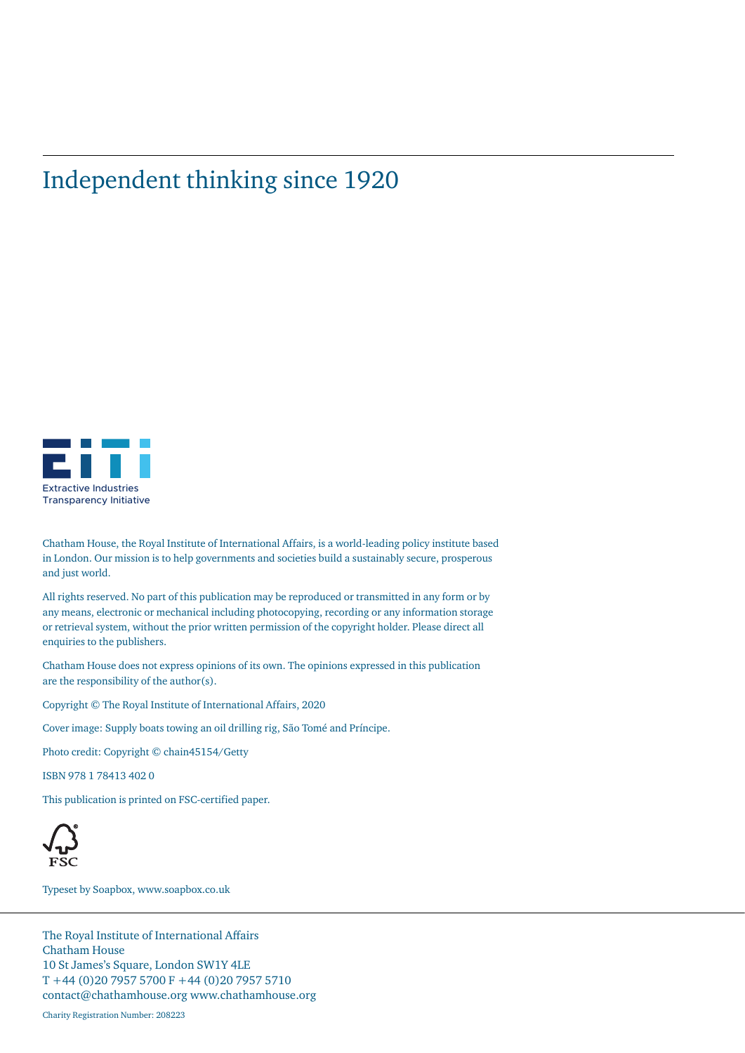## Independent thinking since 1920

Extractive Industries
Transparency Initiative

Chatham House, the Royal Institute of International Affairs, is a world-leading policy institute based in London. Our mission is to help governments and societies build a sustainably secure, prosperous and just world.

All rights reserved. No part of this publication may be reproduced or transmitted in any form or by any means, electronic or mechanical including photocopying, recording or any information storage or retrieval system, without the prior written permission of the copyright holder. Please direct all enquiries to the publishers.

Chatham House does not express opinions of its own. The opinions expressed in this publication are the responsibility of the author(s).

Copyright © The Royal Institute of International Affairs, 2020

Cover image: Supply boats towing an oil drilling rig, São Tomé and Príncipe.

Photo credit: Copyright © chain45154/Getty

ISBN 978 1 78413 402 0

This publication is printed on FSC-certified paper.

FSC

Typeset by Soapbox, www.soapbox.co.uk

The Royal Institute of International Affairs
Chatham House
10 St James's Square, London SW1Y 4LE
T +44 (0)20 7957 5700 F +44 (0)20 7957 5710
contact@chathamhouse.org www.chathamhouse.org

Charity Registration Number: 208223